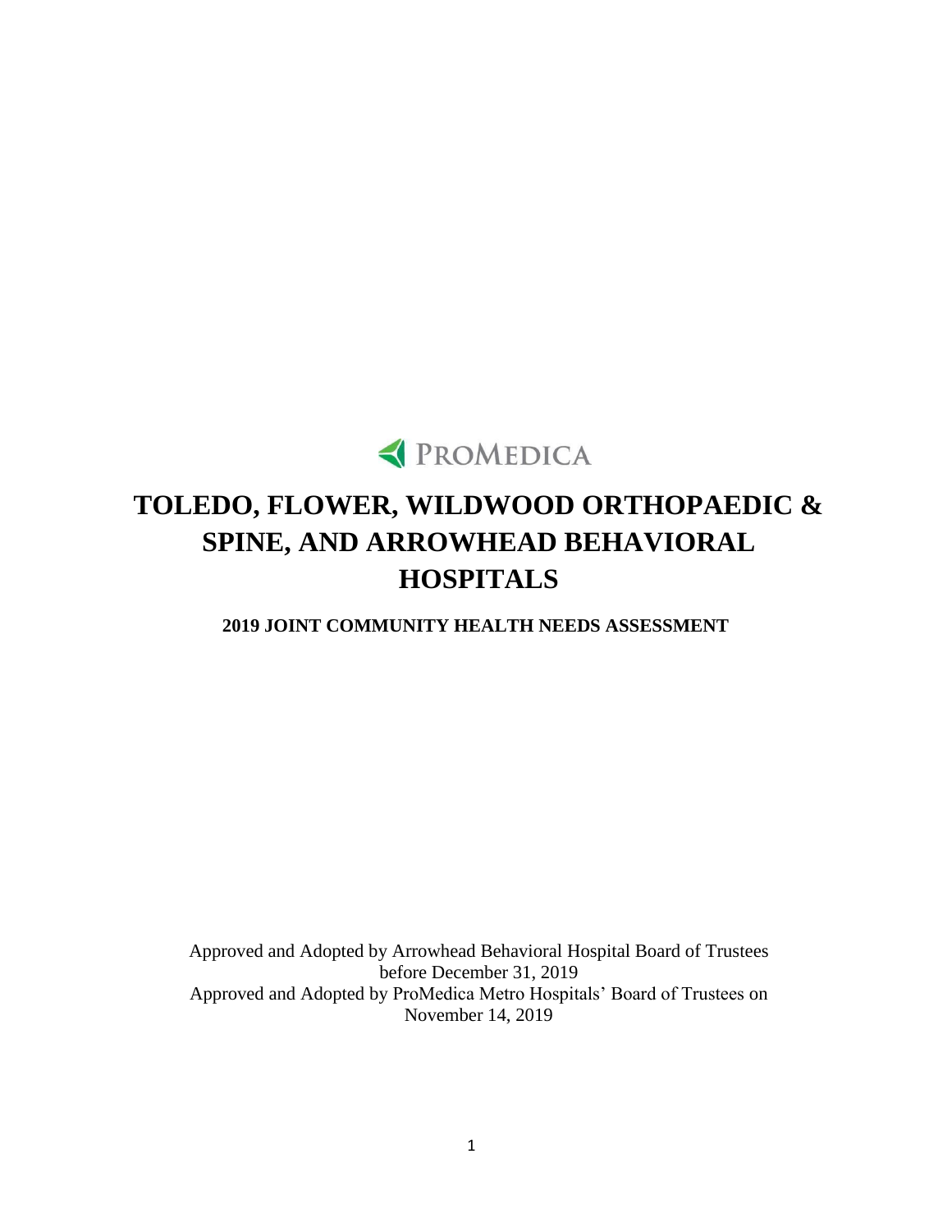PROMEDICA

# TOLEDO, FLOWER, WILDWOOD ORTHOPAEDIC & SPINE, AND ARROWHEAD BEHAVIORAL HOSPITALS

## 2019 JOINT COMMUNITY HEALTH NEEDS ASSESSMENT

Approved and Adopted by Arrowhead Behavioral Hospital Board of Trustees before December 31, 2019
Approved and Adopted by ProMedica Metro Hospitals' Board of Trustees on November 14, 2019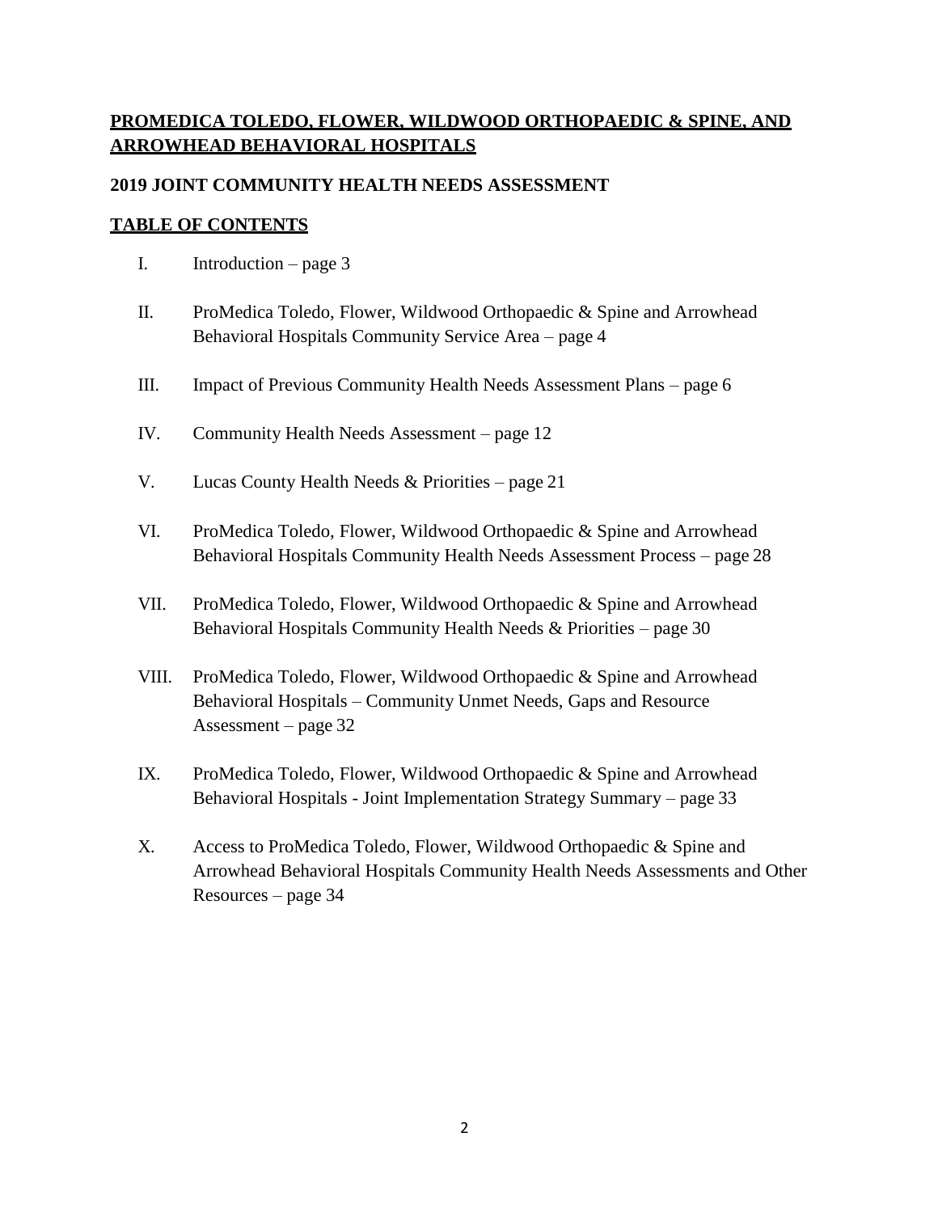# PROMEDICA TOLEDO, FLOWER, WILDWOOD ORTHOPAEDIC & SPINE, AND ARROWHEAD BEHAVIORAL HOSPITALS

## 2019 JOINT COMMUNITY HEALTH NEEDS ASSESSMENT

## TABLE OF CONTENTS

I. Introduction – page 3

II. ProMedica Toledo, Flower, Wildwood Orthopaedic & Spine and Arrowhead Behavioral Hospitals Community Service Area – page 4

III. Impact of Previous Community Health Needs Assessment Plans – page 6

IV. Community Health Needs Assessment – page 12

V. Lucas County Health Needs & Priorities – page 21

VI. ProMedica Toledo, Flower, Wildwood Orthopaedic & Spine and Arrowhead Behavioral Hospitals Community Health Needs Assessment Process – page 28

VII. ProMedica Toledo, Flower, Wildwood Orthopaedic & Spine and Arrowhead Behavioral Hospitals Community Health Needs & Priorities – page 30

VIII. ProMedica Toledo, Flower, Wildwood Orthopaedic & Spine and Arrowhead Behavioral Hospitals – Community Unmet Needs, Gaps and Resource Assessment – page 32

IX. ProMedica Toledo, Flower, Wildwood Orthopaedic & Spine and Arrowhead Behavioral Hospitals - Joint Implementation Strategy Summary – page 33

X. Access to ProMedica Toledo, Flower, Wildwood Orthopaedic & Spine and Arrowhead Behavioral Hospitals Community Health Needs Assessments and Other Resources – page 34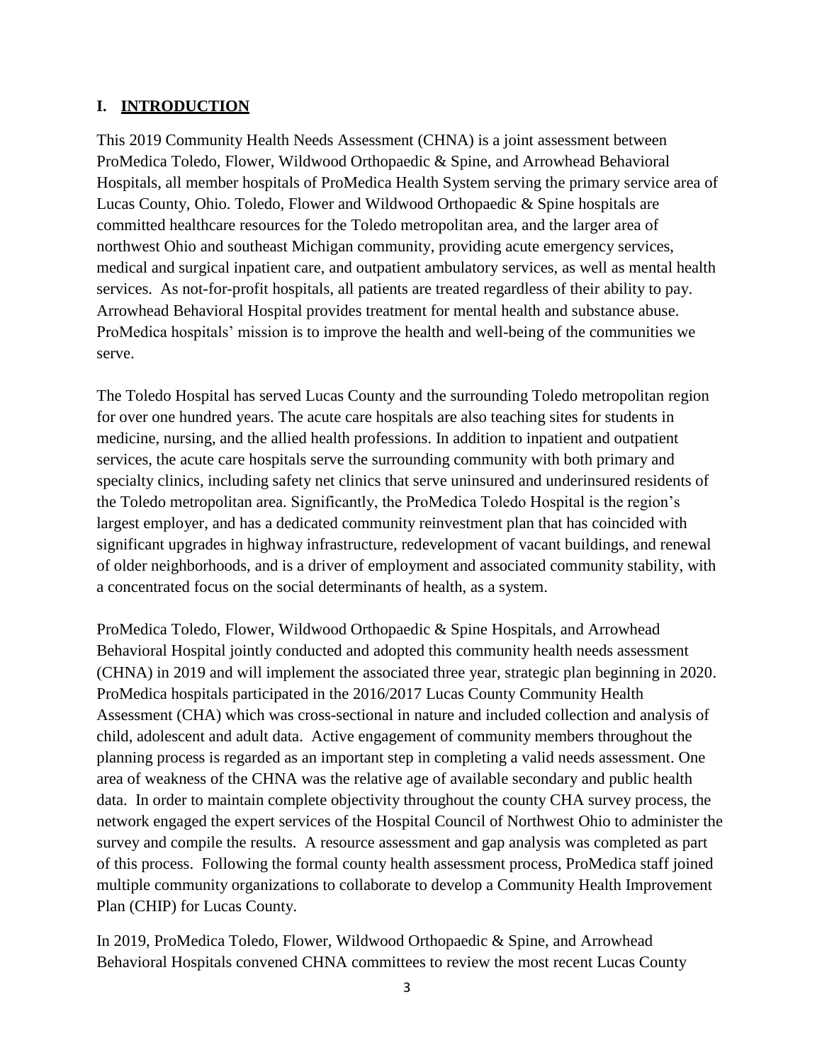## I. INTRODUCTION

This 2019 Community Health Needs Assessment (CHNA) is a joint assessment between ProMedica Toledo, Flower, Wildwood Orthopaedic & Spine, and Arrowhead Behavioral Hospitals, all member hospitals of ProMedica Health System serving the primary service area of Lucas County, Ohio. Toledo, Flower and Wildwood Orthopaedic & Spine hospitals are committed healthcare resources for the Toledo metropolitan area, and the larger area of northwest Ohio and southeast Michigan community, providing acute emergency services, medical and surgical inpatient care, and outpatient ambulatory services, as well as mental health services. As not-for-profit hospitals, all patients are treated regardless of their ability to pay. Arrowhead Behavioral Hospital provides treatment for mental health and substance abuse. ProMedica hospitals' mission is to improve the health and well-being of the communities we serve.

The Toledo Hospital has served Lucas County and the surrounding Toledo metropolitan region for over one hundred years. The acute care hospitals are also teaching sites for students in medicine, nursing, and the allied health professions. In addition to inpatient and outpatient services, the acute care hospitals serve the surrounding community with both primary and specialty clinics, including safety net clinics that serve uninsured and underinsured residents of the Toledo metropolitan area. Significantly, the ProMedica Toledo Hospital is the region's largest employer, and has a dedicated community reinvestment plan that has coincided with significant upgrades in highway infrastructure, redevelopment of vacant buildings, and renewal of older neighborhoods, and is a driver of employment and associated community stability, with a concentrated focus on the social determinants of health, as a system.

ProMedica Toledo, Flower, Wildwood Orthopaedic & Spine Hospitals, and Arrowhead Behavioral Hospital jointly conducted and adopted this community health needs assessment (CHNA) in 2019 and will implement the associated three year, strategic plan beginning in 2020. ProMedica hospitals participated in the 2016/2017 Lucas County Community Health Assessment (CHA) which was cross-sectional in nature and included collection and analysis of child, adolescent and adult data. Active engagement of community members throughout the planning process is regarded as an important step in completing a valid needs assessment. One area of weakness of the CHNA was the relative age of available secondary and public health data. In order to maintain complete objectivity throughout the county CHA survey process, the network engaged the expert services of the Hospital Council of Northwest Ohio to administer the survey and compile the results. A resource assessment and gap analysis was completed as part of this process. Following the formal county health assessment process, ProMedica staff joined multiple community organizations to collaborate to develop a Community Health Improvement Plan (CHIP) for Lucas County.

In 2019, ProMedica Toledo, Flower, Wildwood Orthopaedic & Spine, and Arrowhead Behavioral Hospitals convened CHNA committees to review the most recent Lucas County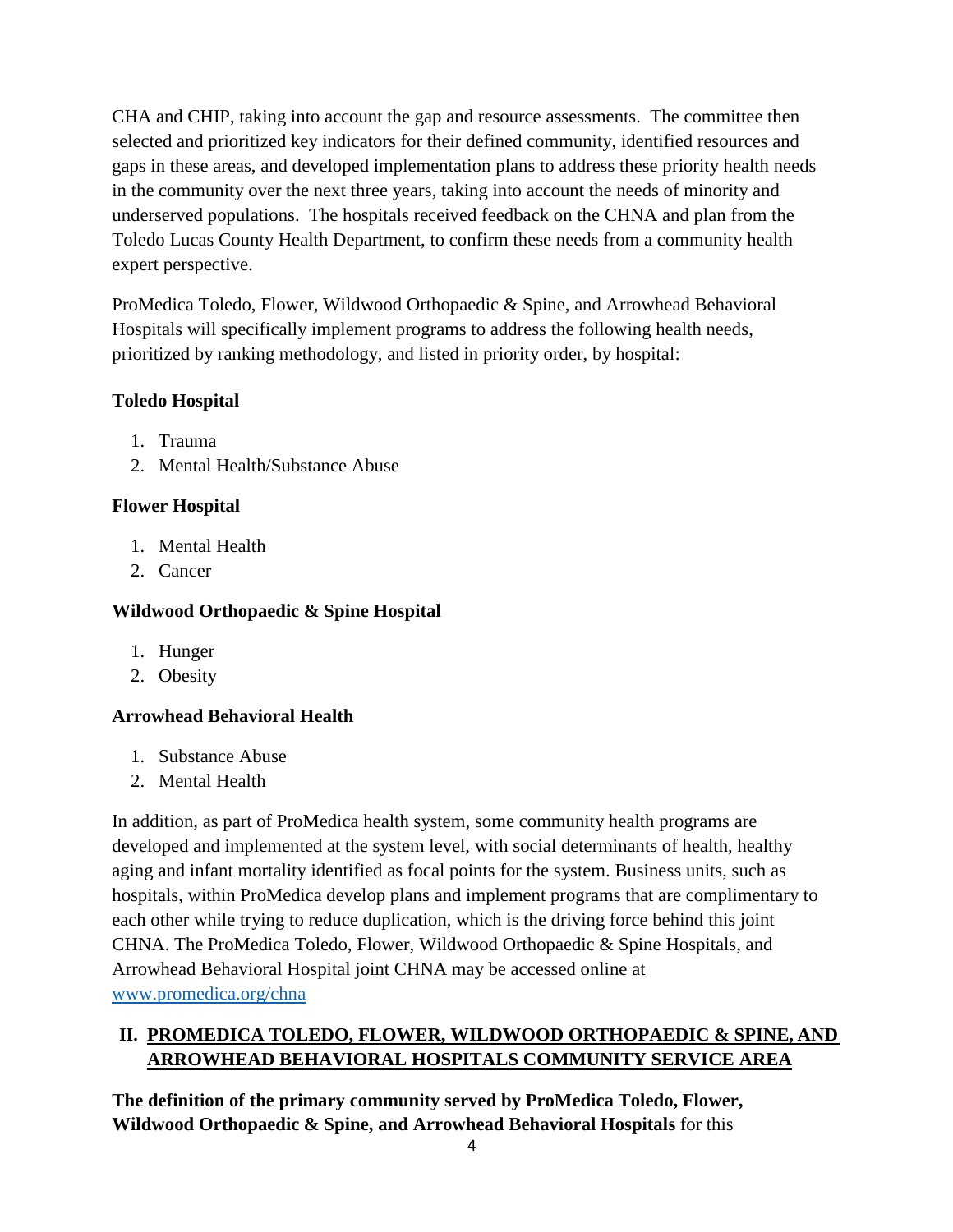CHA and CHIP, taking into account the gap and resource assessments. The committee then selected and prioritized key indicators for their defined community, identified resources and gaps in these areas, and developed implementation plans to address these priority health needs in the community over the next three years, taking into account the needs of minority and underserved populations. The hospitals received feedback on the CHNA and plan from the Toledo Lucas County Health Department, to confirm these needs from a community health expert perspective.

ProMedica Toledo, Flower, Wildwood Orthopaedic & Spine, and Arrowhead Behavioral Hospitals will specifically implement programs to address the following health needs, prioritized by ranking methodology, and listed in priority order, by hospital:

**Toledo Hospital**

1. Trauma
2. Mental Health/Substance Abuse

**Flower Hospital**

1. Mental Health
2. Cancer

**Wildwood Orthopaedic & Spine Hospital**

1. Hunger
2. Obesity

**Arrowhead Behavioral Health**

1. Substance Abuse
2. Mental Health

In addition, as part of ProMedica health system, some community health programs are developed and implemented at the system level, with social determinants of health, healthy aging and infant mortality identified as focal points for the system. Business units, such as hospitals, within ProMedica develop plans and implement programs that are complimentary to each other while trying to reduce duplication, which is the driving force behind this joint CHNA. The ProMedica Toledo, Flower, Wildwood Orthopaedic & Spine Hospitals, and Arrowhead Behavioral Hospital joint CHNA may be accessed online at www.promedica.org/chna

## II. PROMEDICA TOLEDO, FLOWER, WILDWOOD ORTHOPAEDIC & SPINE, AND ARROWHEAD BEHAVIORAL HOSPITALS COMMUNITY SERVICE AREA

**The definition of the primary community served by ProMedica Toledo, Flower, Wildwood Orthopaedic & Spine, and Arrowhead Behavioral Hospitals** for this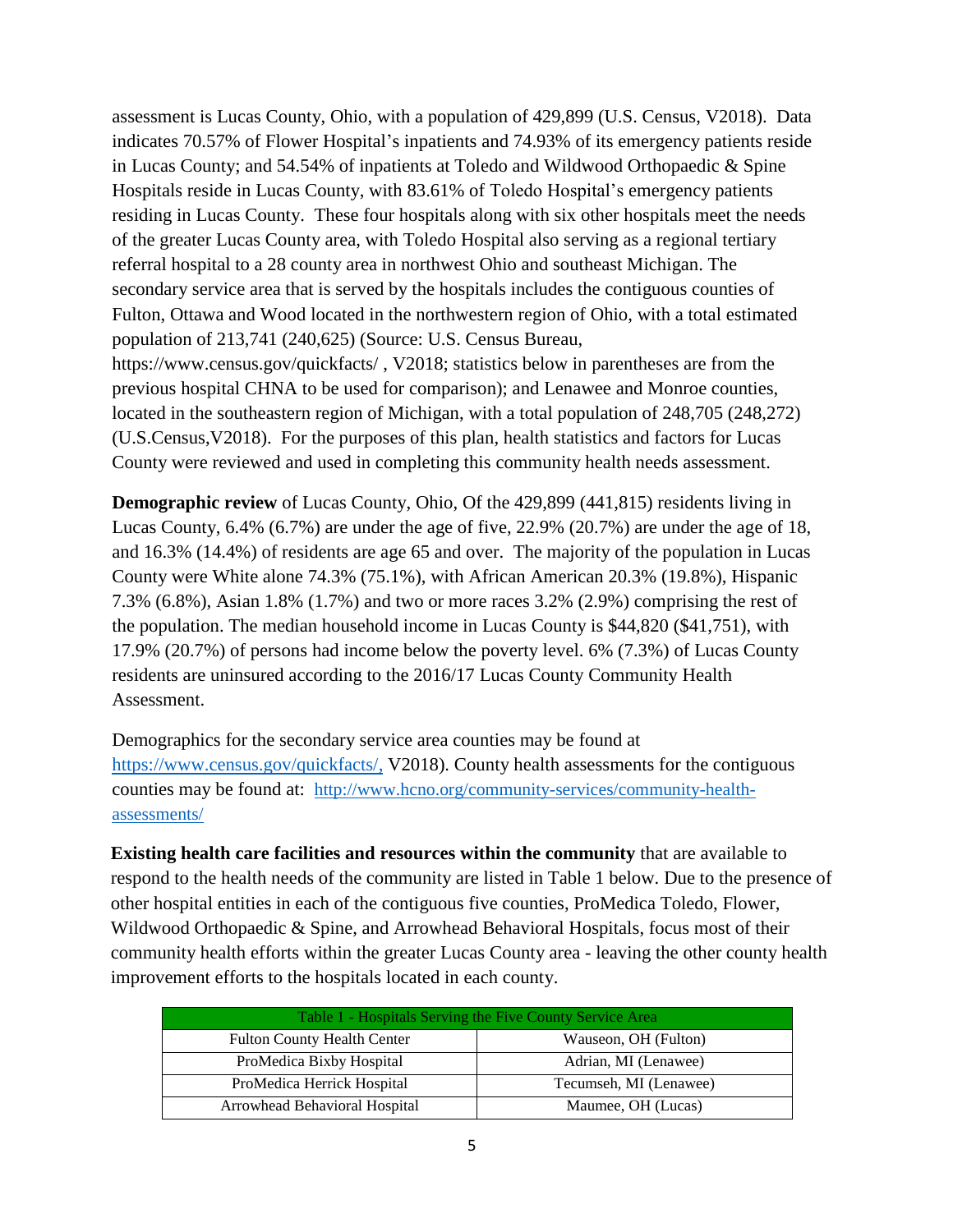assessment is Lucas County, Ohio, with a population of 429,899 (U.S. Census, V2018). Data indicates 70.57% of Flower Hospital's inpatients and 74.93% of its emergency patients reside in Lucas County; and 54.54% of inpatients at Toledo and Wildwood Orthopaedic & Spine Hospitals reside in Lucas County, with 83.61% of Toledo Hospital's emergency patients residing in Lucas County. These four hospitals along with six other hospitals meet the needs of the greater Lucas County area, with Toledo Hospital also serving as a regional tertiary referral hospital to a 28 county area in northwest Ohio and southeast Michigan. The secondary service area that is served by the hospitals includes the contiguous counties of Fulton, Ottawa and Wood located in the northwestern region of Ohio, with a total estimated population of 213,741 (240,625) (Source: U.S. Census Bureau, https://www.census.gov/quickfacts/ , V2018; statistics below in parentheses are from the previous hospital CHNA to be used for comparison); and Lenawee and Monroe counties, located in the southeastern region of Michigan, with a total population of 248,705 (248,272) (U.S.Census,V2018). For the purposes of this plan, health statistics and factors for Lucas County were reviewed and used in completing this community health needs assessment.

**Demographic review** of Lucas County, Ohio, Of the 429,899 (441,815) residents living in Lucas County, 6.4% (6.7%) are under the age of five, 22.9% (20.7%) are under the age of 18, and 16.3% (14.4%) of residents are age 65 and over. The majority of the population in Lucas County were White alone 74.3% (75.1%), with African American 20.3% (19.8%), Hispanic 7.3% (6.8%), Asian 1.8% (1.7%) and two or more races 3.2% (2.9%) comprising the rest of the population. The median household income in Lucas County is $44,820 ($41,751), with 17.9% (20.7%) of persons had income below the poverty level. 6% (7.3%) of Lucas County residents are uninsured according to the 2016/17 Lucas County Community Health Assessment.

Demographics for the secondary service area counties may be found at https://www.census.gov/quickfacts/, V2018). County health assessments for the contiguous counties may be found at: http://www.hcno.org/community-services/community-health-assessments/

**Existing health care facilities and resources within the community** that are available to respond to the health needs of the community are listed in Table 1 below. Due to the presence of other hospital entities in each of the contiguous five counties, ProMedica Toledo, Flower, Wildwood Orthopaedic & Spine, and Arrowhead Behavioral Hospitals, focus most of their community health efforts within the greater Lucas County area - leaving the other county health improvement efforts to the hospitals located in each county.

| Table 1 - Hospitals Serving the Five County Service Area | |
|---|---|
| Fulton County Health Center | Wauseon, OH (Fulton) |
| ProMedica Bixby Hospital | Adrian, MI (Lenawee) |
| ProMedica Herrick Hospital | Tecumseh, MI (Lenawee) |
| Arrowhead Behavioral Hospital | Maumee, OH (Lucas) |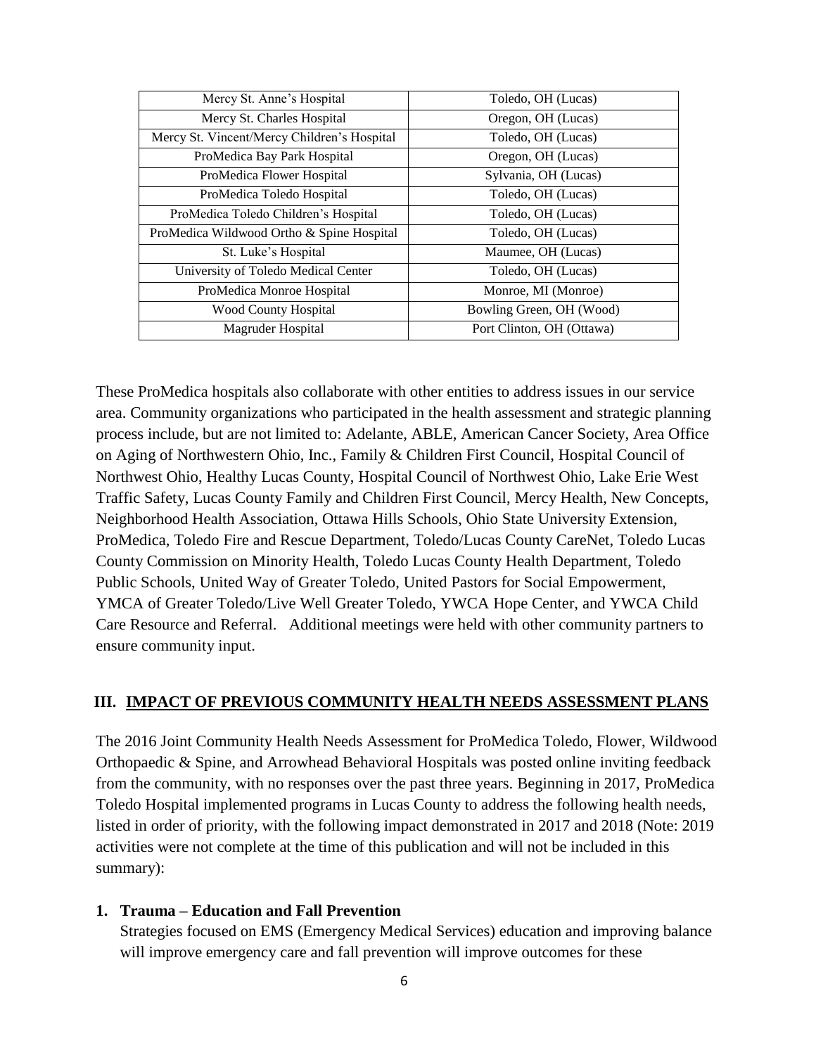| Mercy St. Anne's Hospital | Toledo, OH (Lucas) |
|---|---|
| Mercy St. Charles Hospital | Oregon, OH (Lucas) |
| Mercy St. Vincent/Mercy Children's Hospital | Toledo, OH (Lucas) |
| ProMedica Bay Park Hospital | Oregon, OH (Lucas) |
| ProMedica Flower Hospital | Sylvania, OH (Lucas) |
| ProMedica Toledo Hospital | Toledo, OH (Lucas) |
| ProMedica Toledo Children's Hospital | Toledo, OH (Lucas) |
| ProMedica Wildwood Ortho & Spine Hospital | Toledo, OH (Lucas) |
| St. Luke's Hospital | Maumee, OH (Lucas) |
| University of Toledo Medical Center | Toledo, OH (Lucas) |
| ProMedica Monroe Hospital | Monroe, MI (Monroe) |
| Wood County Hospital | Bowling Green, OH (Wood) |
| Magruder Hospital | Port Clinton, OH (Ottawa) |

These ProMedica hospitals also collaborate with other entities to address issues in our service area. Community organizations who participated in the health assessment and strategic planning process include, but are not limited to: Adelante, ABLE, American Cancer Society, Area Office on Aging of Northwestern Ohio, Inc., Family & Children First Council, Hospital Council of Northwest Ohio, Healthy Lucas County, Hospital Council of Northwest Ohio, Lake Erie West Traffic Safety, Lucas County Family and Children First Council, Mercy Health, New Concepts, Neighborhood Health Association, Ottawa Hills Schools, Ohio State University Extension, ProMedica, Toledo Fire and Rescue Department, Toledo/Lucas County CareNet, Toledo Lucas County Commission on Minority Health, Toledo Lucas County Health Department, Toledo Public Schools, United Way of Greater Toledo, United Pastors for Social Empowerment, YMCA of Greater Toledo/Live Well Greater Toledo, YWCA Hope Center, and YWCA Child Care Resource and Referral. Additional meetings were held with other community partners to ensure community input.

## III. IMPACT OF PREVIOUS COMMUNITY HEALTH NEEDS ASSESSMENT PLANS

The 2016 Joint Community Health Needs Assessment for ProMedica Toledo, Flower, Wildwood Orthopaedic & Spine, and Arrowhead Behavioral Hospitals was posted online inviting feedback from the community, with no responses over the past three years. Beginning in 2017, ProMedica Toledo Hospital implemented programs in Lucas County to address the following health needs, listed in order of priority, with the following impact demonstrated in 2017 and 2018 (Note: 2019 activities were not complete at the time of this publication and will not be included in this summary):

**1. Trauma – Education and Fall Prevention**

Strategies focused on EMS (Emergency Medical Services) education and improving balance will improve emergency care and fall prevention will improve outcomes for these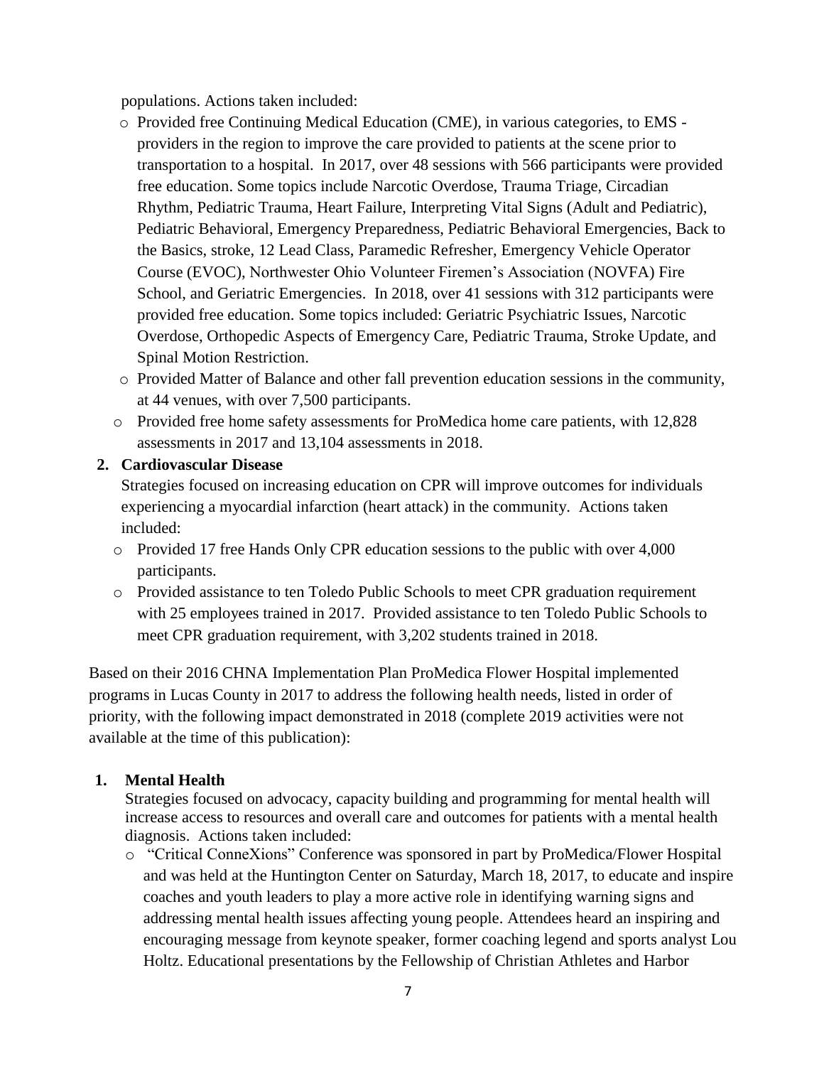populations. Actions taken included:

- Provided free Continuing Medical Education (CME), in various categories, to EMS - providers in the region to improve the care provided to patients at the scene prior to transportation to a hospital. In 2017, over 48 sessions with 566 participants were provided free education. Some topics include Narcotic Overdose, Trauma Triage, Circadian Rhythm, Pediatric Trauma, Heart Failure, Interpreting Vital Signs (Adult and Pediatric), Pediatric Behavioral, Emergency Preparedness, Pediatric Behavioral Emergencies, Back to the Basics, stroke, 12 Lead Class, Paramedic Refresher, Emergency Vehicle Operator Course (EVOC), Northwester Ohio Volunteer Firemen's Association (NOVFA) Fire School, and Geriatric Emergencies. In 2018, over 41 sessions with 312 participants were provided free education. Some topics included: Geriatric Psychiatric Issues, Narcotic Overdose, Orthopedic Aspects of Emergency Care, Pediatric Trauma, Stroke Update, and Spinal Motion Restriction.
- Provided Matter of Balance and other fall prevention education sessions in the community, at 44 venues, with over 7,500 participants.
- Provided free home safety assessments for ProMedica home care patients, with 12,828 assessments in 2017 and 13,104 assessments in 2018.

**2. Cardiovascular Disease**

Strategies focused on increasing education on CPR will improve outcomes for individuals experiencing a myocardial infarction (heart attack) in the community. Actions taken included:

- Provided 17 free Hands Only CPR education sessions to the public with over 4,000 participants.
- Provided assistance to ten Toledo Public Schools to meet CPR graduation requirement with 25 employees trained in 2017. Provided assistance to ten Toledo Public Schools to meet CPR graduation requirement, with 3,202 students trained in 2018.

Based on their 2016 CHNA Implementation Plan ProMedica Flower Hospital implemented programs in Lucas County in 2017 to address the following health needs, listed in order of priority, with the following impact demonstrated in 2018 (complete 2019 activities were not available at the time of this publication):

**1. Mental Health**

Strategies focused on advocacy, capacity building and programming for mental health will increase access to resources and overall care and outcomes for patients with a mental health diagnosis. Actions taken included:

- "Critical ConneXions" Conference was sponsored in part by ProMedica/Flower Hospital and was held at the Huntington Center on Saturday, March 18, 2017, to educate and inspire coaches and youth leaders to play a more active role in identifying warning signs and addressing mental health issues affecting young people. Attendees heard an inspiring and encouraging message from keynote speaker, former coaching legend and sports analyst Lou Holtz. Educational presentations by the Fellowship of Christian Athletes and Harbor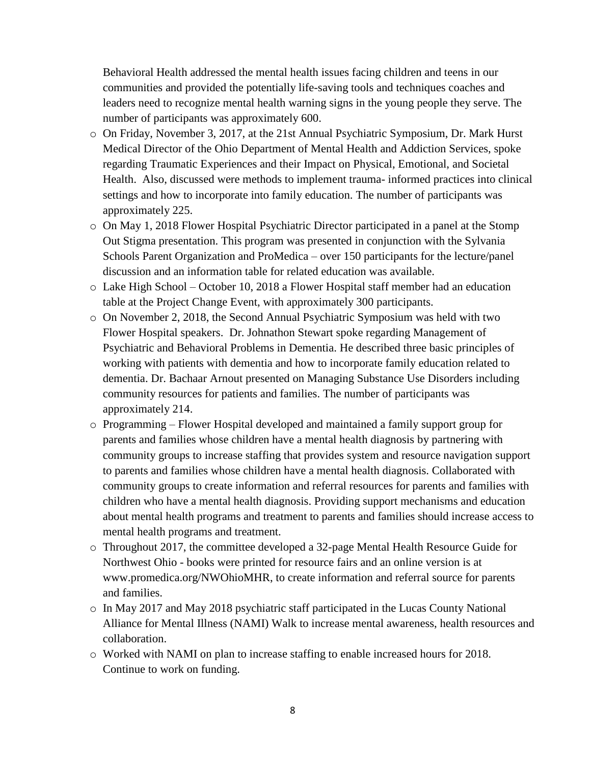Behavioral Health addressed the mental health issues facing children and teens in our communities and provided the potentially life-saving tools and techniques coaches and leaders need to recognize mental health warning signs in the young people they serve. The number of participants was approximately 600.

- On Friday, November 3, 2017, at the 21st Annual Psychiatric Symposium, Dr. Mark Hurst Medical Director of the Ohio Department of Mental Health and Addiction Services, spoke regarding Traumatic Experiences and their Impact on Physical, Emotional, and Societal Health. Also, discussed were methods to implement trauma- informed practices into clinical settings and how to incorporate into family education. The number of participants was approximately 225.
- On May 1, 2018 Flower Hospital Psychiatric Director participated in a panel at the Stomp Out Stigma presentation. This program was presented in conjunction with the Sylvania Schools Parent Organization and ProMedica – over 150 participants for the lecture/panel discussion and an information table for related education was available.
- Lake High School – October 10, 2018 a Flower Hospital staff member had an education table at the Project Change Event, with approximately 300 participants.
- On November 2, 2018, the Second Annual Psychiatric Symposium was held with two Flower Hospital speakers. Dr. Johnathon Stewart spoke regarding Management of Psychiatric and Behavioral Problems in Dementia. He described three basic principles of working with patients with dementia and how to incorporate family education related to dementia. Dr. Bachaar Arnout presented on Managing Substance Use Disorders including community resources for patients and families. The number of participants was approximately 214.
- Programming – Flower Hospital developed and maintained a family support group for parents and families whose children have a mental health diagnosis by partnering with community groups to increase staffing that provides system and resource navigation support to parents and families whose children have a mental health diagnosis. Collaborated with community groups to create information and referral resources for parents and families with children who have a mental health diagnosis. Providing support mechanisms and education about mental health programs and treatment to parents and families should increase access to mental health programs and treatment.
- Throughout 2017, the committee developed a 32-page Mental Health Resource Guide for Northwest Ohio - books were printed for resource fairs and an online version is at www.promedica.org/NWOhioMHR, to create information and referral source for parents and families.
- In May 2017 and May 2018 psychiatric staff participated in the Lucas County National Alliance for Mental Illness (NAMI) Walk to increase mental awareness, health resources and collaboration.
- Worked with NAMI on plan to increase staffing to enable increased hours for 2018. Continue to work on funding.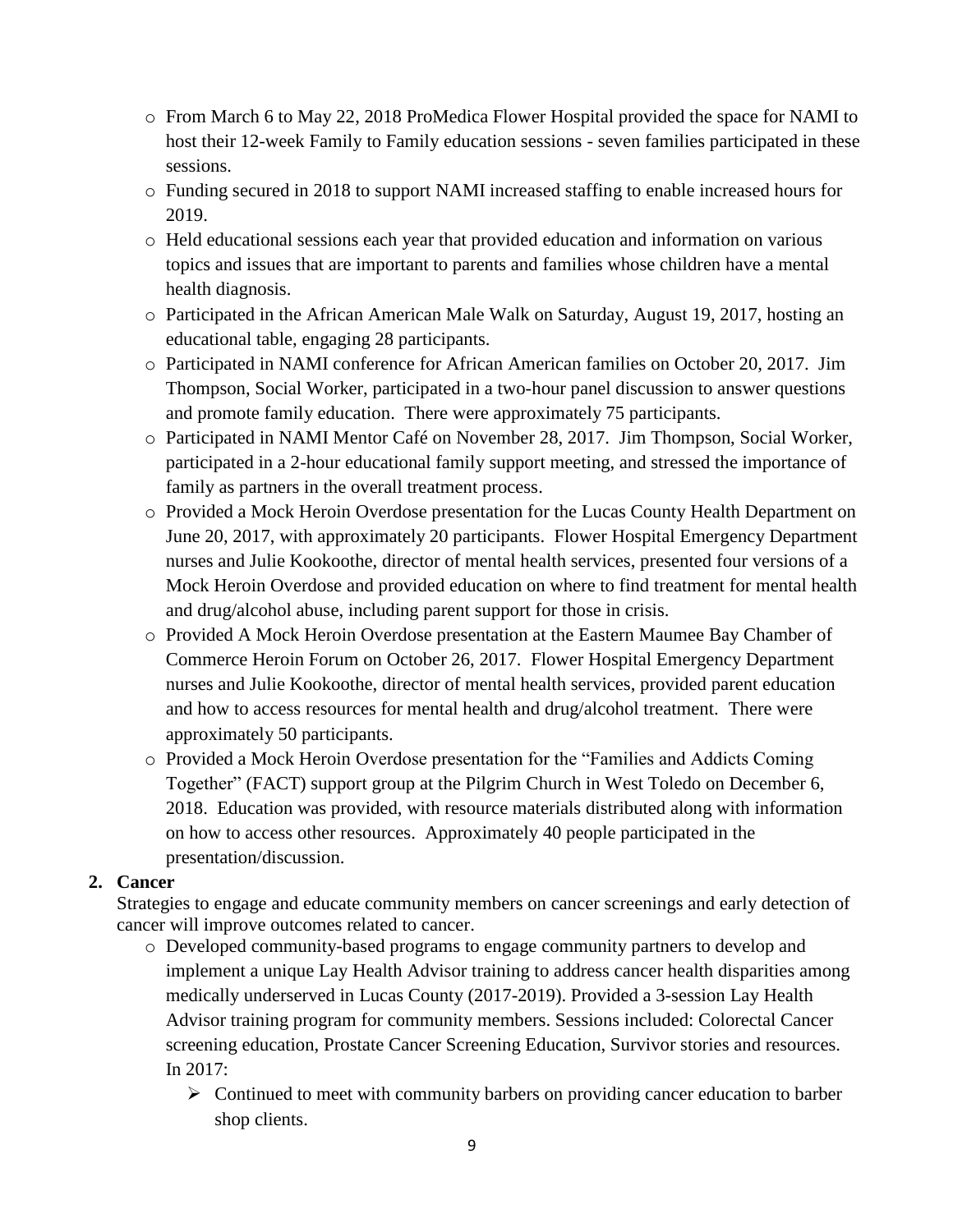- From March 6 to May 22, 2018 ProMedica Flower Hospital provided the space for NAMI to host their 12-week Family to Family education sessions - seven families participated in these sessions.
- Funding secured in 2018 to support NAMI increased staffing to enable increased hours for 2019.
- Held educational sessions each year that provided education and information on various topics and issues that are important to parents and families whose children have a mental health diagnosis.
- Participated in the African American Male Walk on Saturday, August 19, 2017, hosting an educational table, engaging 28 participants.
- Participated in NAMI conference for African American families on October 20, 2017. Jim Thompson, Social Worker, participated in a two-hour panel discussion to answer questions and promote family education. There were approximately 75 participants.
- Participated in NAMI Mentor Café on November 28, 2017. Jim Thompson, Social Worker, participated in a 2-hour educational family support meeting, and stressed the importance of family as partners in the overall treatment process.
- Provided a Mock Heroin Overdose presentation for the Lucas County Health Department on June 20, 2017, with approximately 20 participants. Flower Hospital Emergency Department nurses and Julie Kookoothe, director of mental health services, presented four versions of a Mock Heroin Overdose and provided education on where to find treatment for mental health and drug/alcohol abuse, including parent support for those in crisis.
- Provided A Mock Heroin Overdose presentation at the Eastern Maumee Bay Chamber of Commerce Heroin Forum on October 26, 2017. Flower Hospital Emergency Department nurses and Julie Kookoothe, director of mental health services, provided parent education and how to access resources for mental health and drug/alcohol treatment. There were approximately 50 participants.
- Provided a Mock Heroin Overdose presentation for the "Families and Addicts Coming Together" (FACT) support group at the Pilgrim Church in West Toledo on December 6, 2018. Education was provided, with resource materials distributed along with information on how to access other resources. Approximately 40 people participated in the presentation/discussion.

**2. Cancer**

Strategies to engage and educate community members on cancer screenings and early detection of cancer will improve outcomes related to cancer.

- Developed community-based programs to engage community partners to develop and implement a unique Lay Health Advisor training to address cancer health disparities among medically underserved in Lucas County (2017-2019). Provided a 3-session Lay Health Advisor training program for community members. Sessions included: Colorectal Cancer screening education, Prostate Cancer Screening Education, Survivor stories and resources. In 2017:
  - Continued to meet with community barbers on providing cancer education to barber shop clients.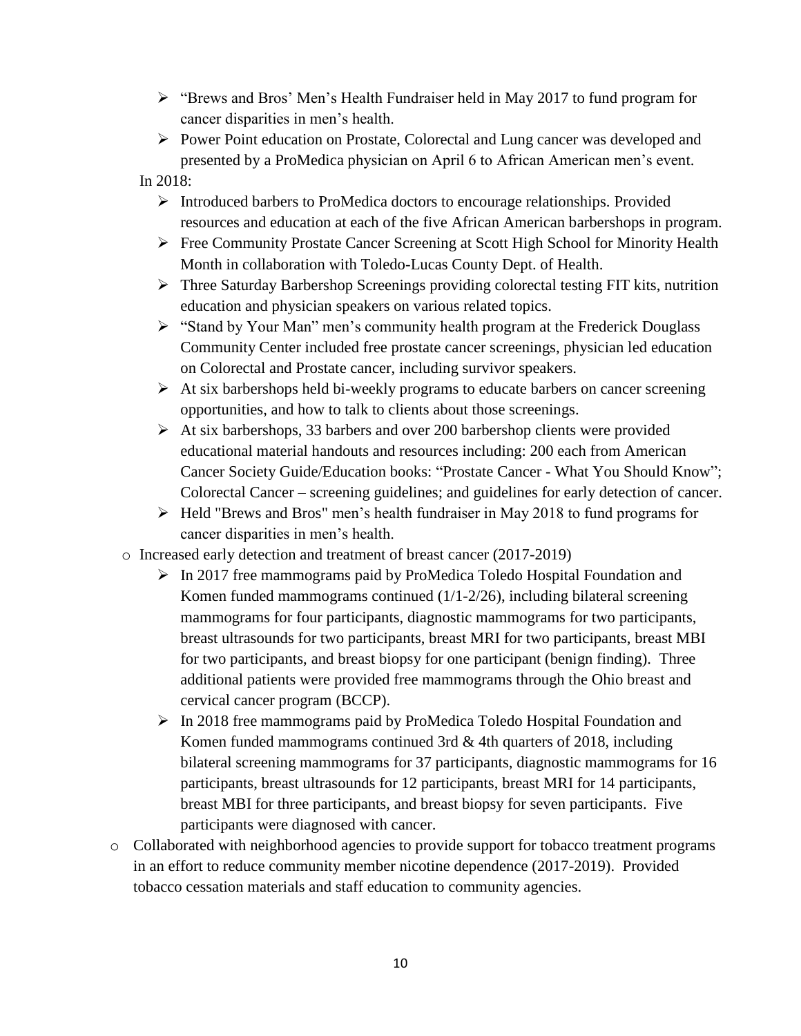- "Brews and Bros' Men's Health Fundraiser held in May 2017 to fund program for cancer disparities in men's health.
  - Power Point education on Prostate, Colorectal and Lung cancer was developed and presented by a ProMedica physician on April 6 to African American men's event.

  In 2018:

  - Introduced barbers to ProMedica doctors to encourage relationships. Provided resources and education at each of the five African American barbershops in program.
  - Free Community Prostate Cancer Screening at Scott High School for Minority Health Month in collaboration with Toledo-Lucas County Dept. of Health.
  - Three Saturday Barbershop Screenings providing colorectal testing FIT kits, nutrition education and physician speakers on various related topics.
  - "Stand by Your Man" men's community health program at the Frederick Douglass Community Center included free prostate cancer screenings, physician led education on Colorectal and Prostate cancer, including survivor speakers.
  - At six barbershops held bi-weekly programs to educate barbers on cancer screening opportunities, and how to talk to clients about those screenings.
  - At six barbershops, 33 barbers and over 200 barbershop clients were provided educational material handouts and resources including: 200 each from American Cancer Society Guide/Education books: "Prostate Cancer - What You Should Know"; Colorectal Cancer – screening guidelines; and guidelines for early detection of cancer.
  - Held "Brews and Bros" men's health fundraiser in May 2018 to fund programs for cancer disparities in men's health.

- Increased early detection and treatment of breast cancer (2017-2019)
  - In 2017 free mammograms paid by ProMedica Toledo Hospital Foundation and Komen funded mammograms continued (1/1-2/26), including bilateral screening mammograms for four participants, diagnostic mammograms for two participants, breast ultrasounds for two participants, breast MRI for two participants, breast MBI for two participants, and breast biopsy for one participant (benign finding). Three additional patients were provided free mammograms through the Ohio breast and cervical cancer program (BCCP).
  - In 2018 free mammograms paid by ProMedica Toledo Hospital Foundation and Komen funded mammograms continued 3rd & 4th quarters of 2018, including bilateral screening mammograms for 37 participants, diagnostic mammograms for 16 participants, breast ultrasounds for 12 participants, breast MRI for 14 participants, breast MBI for three participants, and breast biopsy for seven participants. Five participants were diagnosed with cancer.
- Collaborated with neighborhood agencies to provide support for tobacco treatment programs in an effort to reduce community member nicotine dependence (2017-2019). Provided tobacco cessation materials and staff education to community agencies.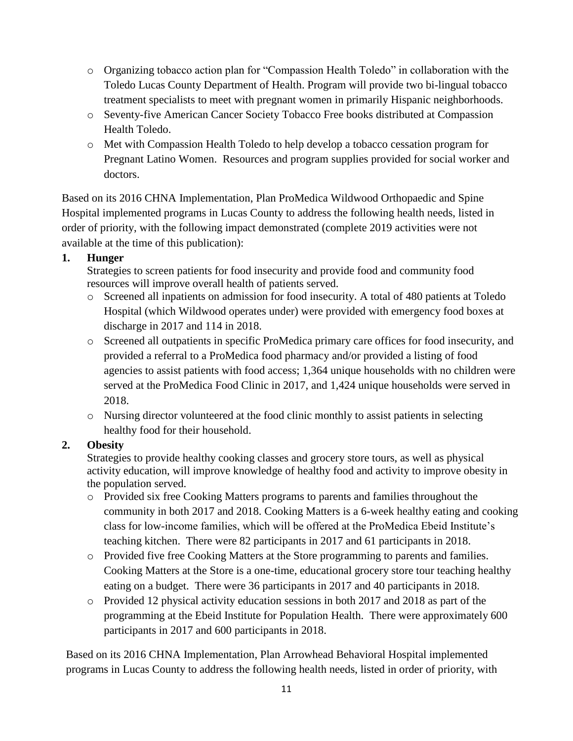- Organizing tobacco action plan for "Compassion Health Toledo" in collaboration with the Toledo Lucas County Department of Health. Program will provide two bi-lingual tobacco treatment specialists to meet with pregnant women in primarily Hispanic neighborhoods.
- Seventy-five American Cancer Society Tobacco Free books distributed at Compassion Health Toledo.
- Met with Compassion Health Toledo to help develop a tobacco cessation program for Pregnant Latino Women. Resources and program supplies provided for social worker and doctors.

Based on its 2016 CHNA Implementation, Plan ProMedica Wildwood Orthopaedic and Spine Hospital implemented programs in Lucas County to address the following health needs, listed in order of priority, with the following impact demonstrated (complete 2019 activities were not available at the time of this publication):

1. **Hunger**

   Strategies to screen patients for food insecurity and provide food and community food resources will improve overall health of patients served.

   - Screened all inpatients on admission for food insecurity. A total of 480 patients at Toledo Hospital (which Wildwood operates under) were provided with emergency food boxes at discharge in 2017 and 114 in 2018.
   - Screened all outpatients in specific ProMedica primary care offices for food insecurity, and provided a referral to a ProMedica food pharmacy and/or provided a listing of food agencies to assist patients with food access; 1,364 unique households with no children were served at the ProMedica Food Clinic in 2017, and 1,424 unique households were served in 2018.
   - Nursing director volunteered at the food clinic monthly to assist patients in selecting healthy food for their household.

2. **Obesity**

   Strategies to provide healthy cooking classes and grocery store tours, as well as physical activity education, will improve knowledge of healthy food and activity to improve obesity in the population served.

   - Provided six free Cooking Matters programs to parents and families throughout the community in both 2017 and 2018. Cooking Matters is a 6-week healthy eating and cooking class for low-income families, which will be offered at the ProMedica Ebeid Institute's teaching kitchen. There were 82 participants in 2017 and 61 participants in 2018.
   - Provided five free Cooking Matters at the Store programming to parents and families. Cooking Matters at the Store is a one-time, educational grocery store tour teaching healthy eating on a budget. There were 36 participants in 2017 and 40 participants in 2018.
   - Provided 12 physical activity education sessions in both 2017 and 2018 as part of the programming at the Ebeid Institute for Population Health. There were approximately 600 participants in 2017 and 600 participants in 2018.

Based on its 2016 CHNA Implementation, Plan Arrowhead Behavioral Hospital implemented programs in Lucas County to address the following health needs, listed in order of priority, with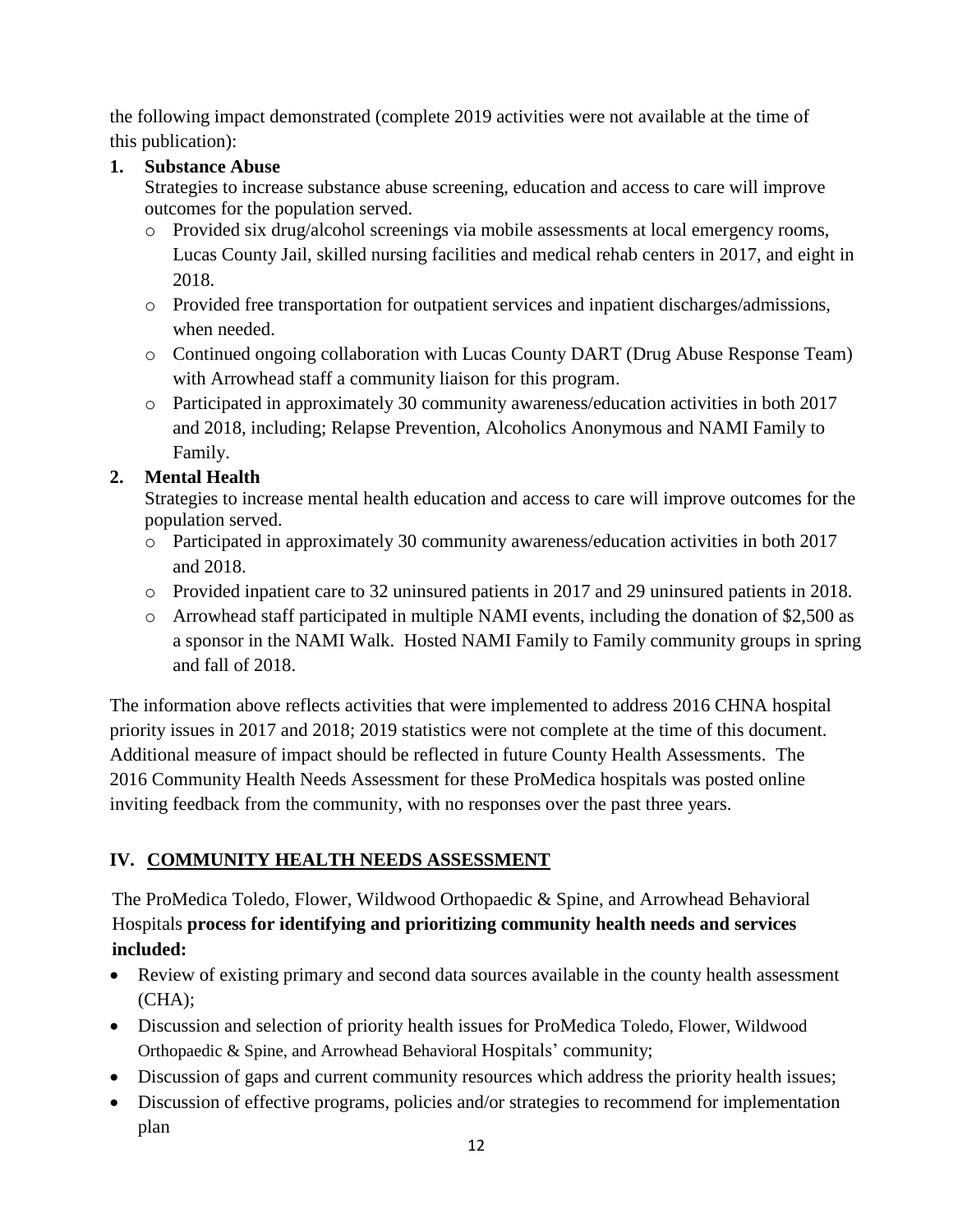the following impact demonstrated (complete 2019 activities were not available at the time of this publication):

1. **Substance Abuse**

   Strategies to increase substance abuse screening, education and access to care will improve outcomes for the population served.

   - Provided six drug/alcohol screenings via mobile assessments at local emergency rooms, Lucas County Jail, skilled nursing facilities and medical rehab centers in 2017, and eight in 2018.
   - Provided free transportation for outpatient services and inpatient discharges/admissions, when needed.
   - Continued ongoing collaboration with Lucas County DART (Drug Abuse Response Team) with Arrowhead staff a community liaison for this program.
   - Participated in approximately 30 community awareness/education activities in both 2017 and 2018, including; Relapse Prevention, Alcoholics Anonymous and NAMI Family to Family.

2. **Mental Health**

   Strategies to increase mental health education and access to care will improve outcomes for the population served.

   - Participated in approximately 30 community awareness/education activities in both 2017 and 2018.
   - Provided inpatient care to 32 uninsured patients in 2017 and 29 uninsured patients in 2018.
   - Arrowhead staff participated in multiple NAMI events, including the donation of $2,500 as a sponsor in the NAMI Walk. Hosted NAMI Family to Family community groups in spring and fall of 2018.

The information above reflects activities that were implemented to address 2016 CHNA hospital priority issues in 2017 and 2018; 2019 statistics were not complete at the time of this document. Additional measure of impact should be reflected in future County Health Assessments. The 2016 Community Health Needs Assessment for these ProMedica hospitals was posted online inviting feedback from the community, with no responses over the past three years.

## IV. COMMUNITY HEALTH NEEDS ASSESSMENT

The ProMedica Toledo, Flower, Wildwood Orthopaedic & Spine, and Arrowhead Behavioral Hospitals **process for identifying and prioritizing community health needs and services included:**

- Review of existing primary and second data sources available in the county health assessment (CHA);
- Discussion and selection of priority health issues for ProMedica Toledo, Flower, Wildwood Orthopaedic & Spine, and Arrowhead Behavioral Hospitals' community;
- Discussion of gaps and current community resources which address the priority health issues;
- Discussion of effective programs, policies and/or strategies to recommend for implementation plan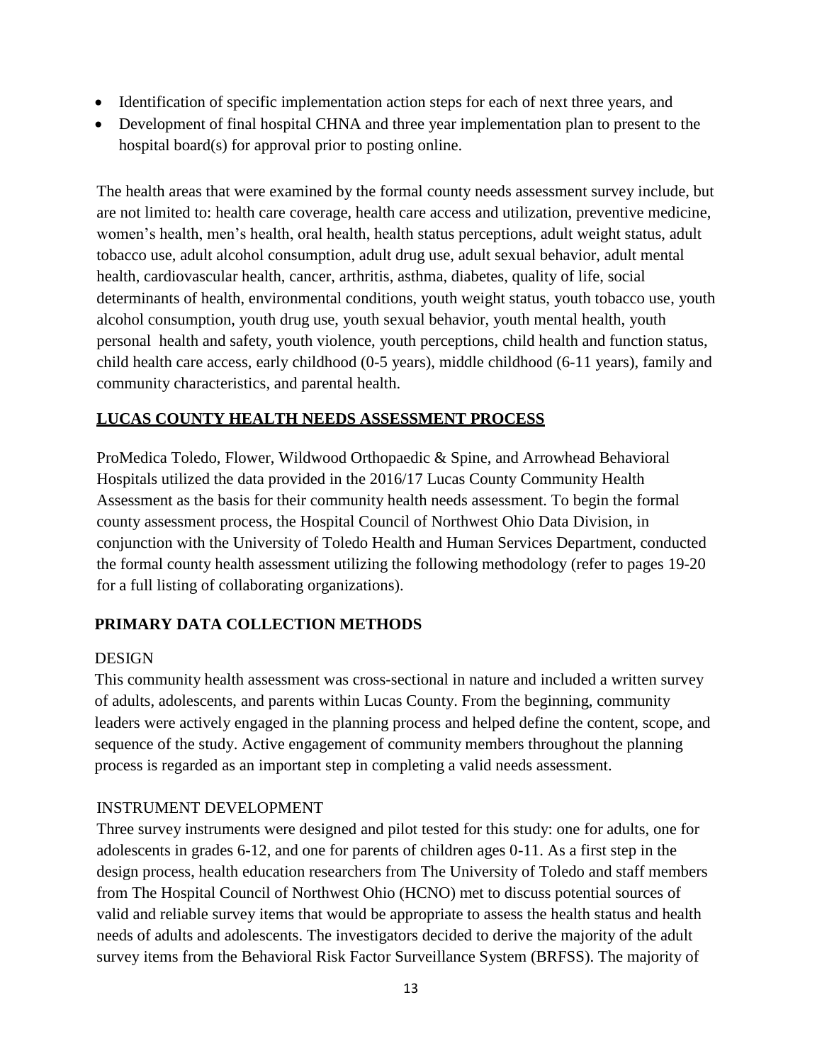- Identification of specific implementation action steps for each of next three years, and
- Development of final hospital CHNA and three year implementation plan to present to the hospital board(s) for approval prior to posting online.

The health areas that were examined by the formal county needs assessment survey include, but are not limited to: health care coverage, health care access and utilization, preventive medicine, women's health, men's health, oral health, health status perceptions, adult weight status, adult tobacco use, adult alcohol consumption, adult drug use, adult sexual behavior, adult mental health, cardiovascular health, cancer, arthritis, asthma, diabetes, quality of life, social determinants of health, environmental conditions, youth weight status, youth tobacco use, youth alcohol consumption, youth drug use, youth sexual behavior, youth mental health, youth personal health and safety, youth violence, youth perceptions, child health and function status, child health care access, early childhood (0-5 years), middle childhood (6-11 years), family and community characteristics, and parental health.

## LUCAS COUNTY HEALTH NEEDS ASSESSMENT PROCESS

ProMedica Toledo, Flower, Wildwood Orthopaedic & Spine, and Arrowhead Behavioral Hospitals utilized the data provided in the 2016/17 Lucas County Community Health Assessment as the basis for their community health needs assessment. To begin the formal county assessment process, the Hospital Council of Northwest Ohio Data Division, in conjunction with the University of Toledo Health and Human Services Department, conducted the formal county health assessment utilizing the following methodology (refer to pages 19-20 for a full listing of collaborating organizations).

## PRIMARY DATA COLLECTION METHODS

### DESIGN

This community health assessment was cross-sectional in nature and included a written survey of adults, adolescents, and parents within Lucas County. From the beginning, community leaders were actively engaged in the planning process and helped define the content, scope, and sequence of the study. Active engagement of community members throughout the planning process is regarded as an important step in completing a valid needs assessment.

### INSTRUMENT DEVELOPMENT

Three survey instruments were designed and pilot tested for this study: one for adults, one for adolescents in grades 6-12, and one for parents of children ages 0-11. As a first step in the design process, health education researchers from The University of Toledo and staff members from The Hospital Council of Northwest Ohio (HCNO) met to discuss potential sources of valid and reliable survey items that would be appropriate to assess the health status and health needs of adults and adolescents. The investigators decided to derive the majority of the adult survey items from the Behavioral Risk Factor Surveillance System (BRFSS). The majority of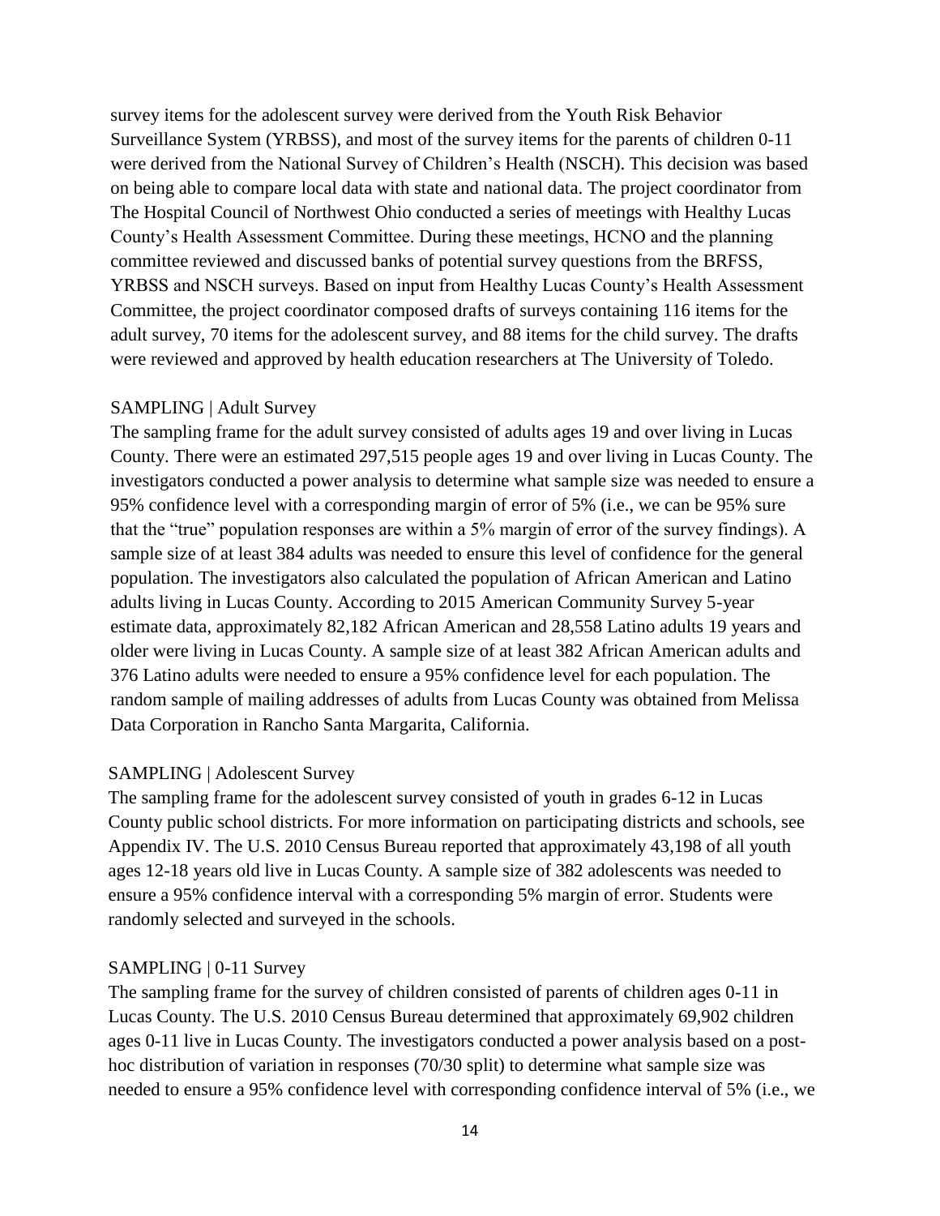survey items for the adolescent survey were derived from the Youth Risk Behavior Surveillance System (YRBSS), and most of the survey items for the parents of children 0-11 were derived from the National Survey of Children's Health (NSCH). This decision was based on being able to compare local data with state and national data. The project coordinator from The Hospital Council of Northwest Ohio conducted a series of meetings with Healthy Lucas County's Health Assessment Committee. During these meetings, HCNO and the planning committee reviewed and discussed banks of potential survey questions from the BRFSS, YRBSS and NSCH surveys. Based on input from Healthy Lucas County's Health Assessment Committee, the project coordinator composed drafts of surveys containing 116 items for the adult survey, 70 items for the adolescent survey, and 88 items for the child survey. The drafts were reviewed and approved by health education researchers at The University of Toledo.

SAMPLING | Adult Survey

The sampling frame for the adult survey consisted of adults ages 19 and over living in Lucas County. There were an estimated 297,515 people ages 19 and over living in Lucas County. The investigators conducted a power analysis to determine what sample size was needed to ensure a 95% confidence level with a corresponding margin of error of 5% (i.e., we can be 95% sure that the "true" population responses are within a 5% margin of error of the survey findings). A sample size of at least 384 adults was needed to ensure this level of confidence for the general population. The investigators also calculated the population of African American and Latino adults living in Lucas County. According to 2015 American Community Survey 5-year estimate data, approximately 82,182 African American and 28,558 Latino adults 19 years and older were living in Lucas County. A sample size of at least 382 African American adults and 376 Latino adults were needed to ensure a 95% confidence level for each population. The random sample of mailing addresses of adults from Lucas County was obtained from Melissa Data Corporation in Rancho Santa Margarita, California.

SAMPLING | Adolescent Survey

The sampling frame for the adolescent survey consisted of youth in grades 6-12 in Lucas County public school districts. For more information on participating districts and schools, see Appendix IV. The U.S. 2010 Census Bureau reported that approximately 43,198 of all youth ages 12-18 years old live in Lucas County. A sample size of 382 adolescents was needed to ensure a 95% confidence interval with a corresponding 5% margin of error. Students were randomly selected and surveyed in the schools.

SAMPLING | 0-11 Survey

The sampling frame for the survey of children consisted of parents of children ages 0-11 in Lucas County. The U.S. 2010 Census Bureau determined that approximately 69,902 children ages 0-11 live in Lucas County. The investigators conducted a power analysis based on a post-hoc distribution of variation in responses (70/30 split) to determine what sample size was needed to ensure a 95% confidence level with corresponding confidence interval of 5% (i.e., we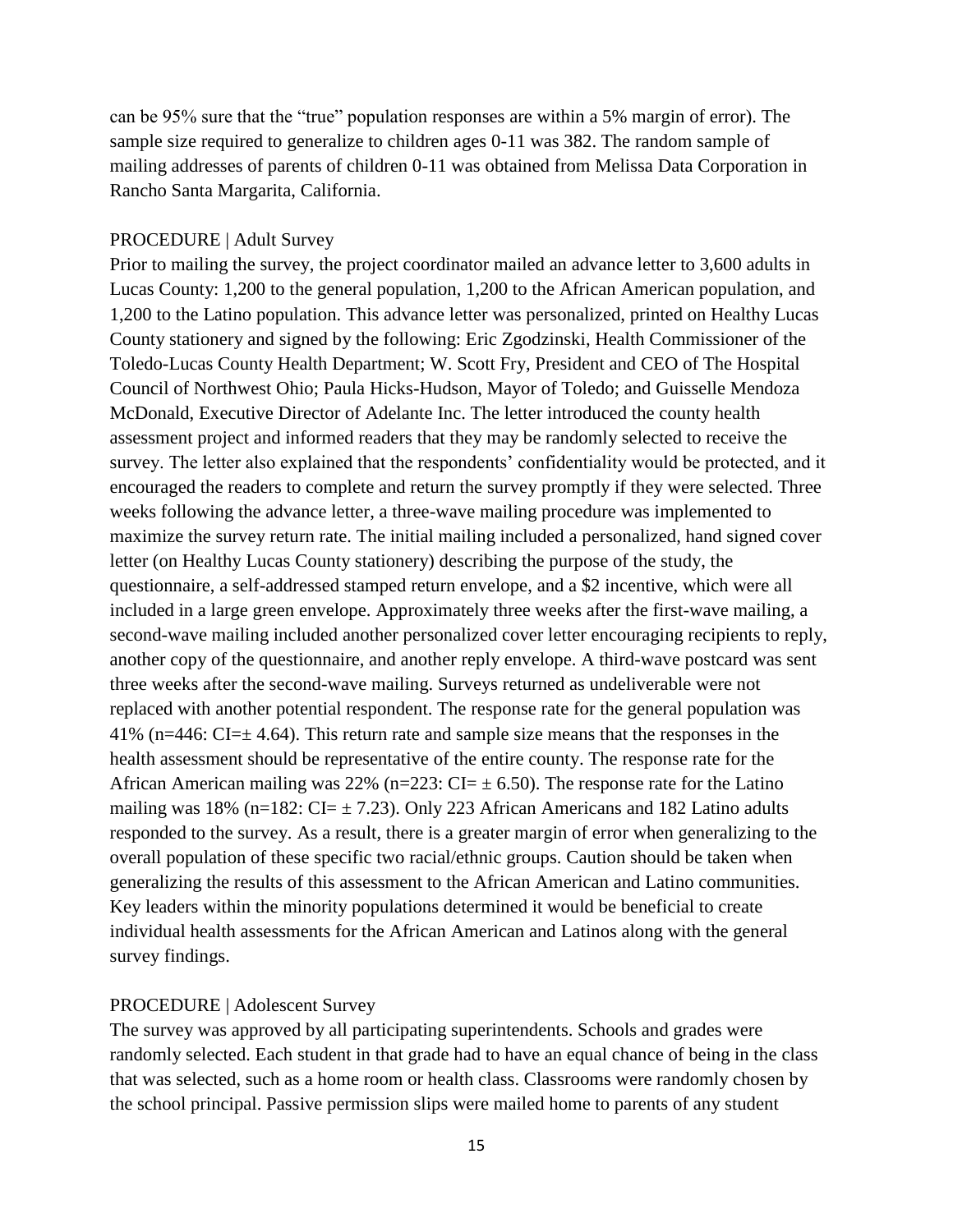can be 95% sure that the "true" population responses are within a 5% margin of error). The sample size required to generalize to children ages 0-11 was 382. The random sample of mailing addresses of parents of children 0-11 was obtained from Melissa Data Corporation in Rancho Santa Margarita, California.

## PROCEDURE | Adult Survey

Prior to mailing the survey, the project coordinator mailed an advance letter to 3,600 adults in Lucas County: 1,200 to the general population, 1,200 to the African American population, and 1,200 to the Latino population. This advance letter was personalized, printed on Healthy Lucas County stationery and signed by the following: Eric Zgodzinski, Health Commissioner of the Toledo-Lucas County Health Department; W. Scott Fry, President and CEO of The Hospital Council of Northwest Ohio; Paula Hicks-Hudson, Mayor of Toledo; and Guisselle Mendoza McDonald, Executive Director of Adelante Inc. The letter introduced the county health assessment project and informed readers that they may be randomly selected to receive the survey. The letter also explained that the respondents' confidentiality would be protected, and it encouraged the readers to complete and return the survey promptly if they were selected. Three weeks following the advance letter, a three-wave mailing procedure was implemented to maximize the survey return rate. The initial mailing included a personalized, hand signed cover letter (on Healthy Lucas County stationery) describing the purpose of the study, the questionnaire, a self-addressed stamped return envelope, and a $2 incentive, which were all included in a large green envelope. Approximately three weeks after the first-wave mailing, a second-wave mailing included another personalized cover letter encouraging recipients to reply, another copy of the questionnaire, and another reply envelope. A third-wave postcard was sent three weeks after the second-wave mailing. Surveys returned as undeliverable were not replaced with another potential respondent. The response rate for the general population was 41% (n=446: CI=± 4.64). This return rate and sample size means that the responses in the health assessment should be representative of the entire county. The response rate for the African American mailing was 22% (n=223: CI= ± 6.50). The response rate for the Latino mailing was 18% (n=182: CI= ± 7.23). Only 223 African Americans and 182 Latino adults responded to the survey. As a result, there is a greater margin of error when generalizing to the overall population of these specific two racial/ethnic groups. Caution should be taken when generalizing the results of this assessment to the African American and Latino communities. Key leaders within the minority populations determined it would be beneficial to create individual health assessments for the African American and Latinos along with the general survey findings.

## PROCEDURE | Adolescent Survey

The survey was approved by all participating superintendents. Schools and grades were randomly selected. Each student in that grade had to have an equal chance of being in the class that was selected, such as a home room or health class. Classrooms were randomly chosen by the school principal. Passive permission slips were mailed home to parents of any student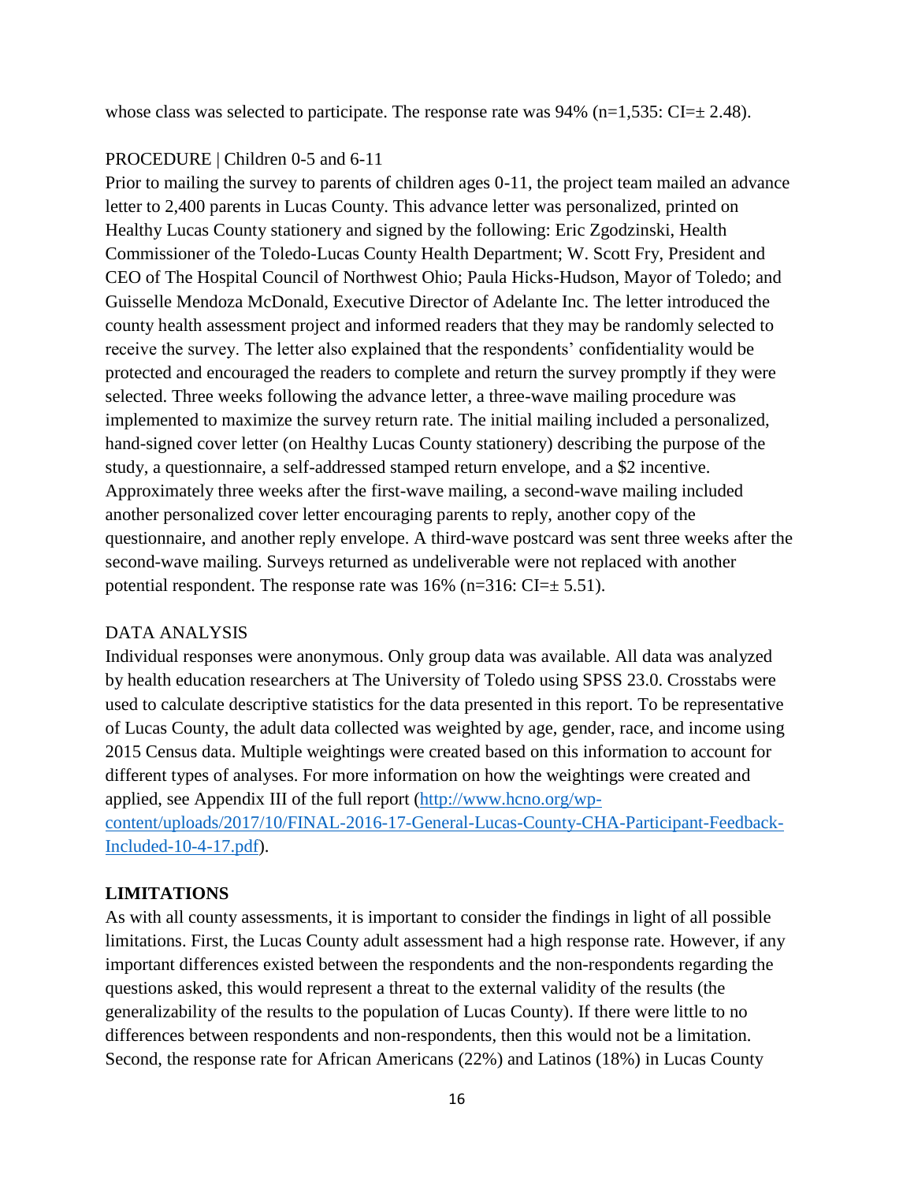whose class was selected to participate. The response rate was 94% (n=1,535: CI=± 2.48).

PROCEDURE | Children 0-5 and 6-11

Prior to mailing the survey to parents of children ages 0-11, the project team mailed an advance letter to 2,400 parents in Lucas County. This advance letter was personalized, printed on Healthy Lucas County stationery and signed by the following: Eric Zgodzinski, Health Commissioner of the Toledo-Lucas County Health Department; W. Scott Fry, President and CEO of The Hospital Council of Northwest Ohio; Paula Hicks-Hudson, Mayor of Toledo; and Guisselle Mendoza McDonald, Executive Director of Adelante Inc. The letter introduced the county health assessment project and informed readers that they may be randomly selected to receive the survey. The letter also explained that the respondents' confidentiality would be protected and encouraged the readers to complete and return the survey promptly if they were selected. Three weeks following the advance letter, a three-wave mailing procedure was implemented to maximize the survey return rate. The initial mailing included a personalized, hand-signed cover letter (on Healthy Lucas County stationery) describing the purpose of the study, a questionnaire, a self-addressed stamped return envelope, and a $2 incentive. Approximately three weeks after the first-wave mailing, a second-wave mailing included another personalized cover letter encouraging parents to reply, another copy of the questionnaire, and another reply envelope. A third-wave postcard was sent three weeks after the second-wave mailing. Surveys returned as undeliverable were not replaced with another potential respondent. The response rate was 16% (n=316: CI=± 5.51).

DATA ANALYSIS

Individual responses were anonymous. Only group data was available. All data was analyzed by health education researchers at The University of Toledo using SPSS 23.0. Crosstabs were used to calculate descriptive statistics for the data presented in this report. To be representative of Lucas County, the adult data collected was weighted by age, gender, race, and income using 2015 Census data. Multiple weightings were created based on this information to account for different types of analyses. For more information on how the weightings were created and applied, see Appendix III of the full report (http://www.hcno.org/wp-content/uploads/2017/10/FINAL-2016-17-General-Lucas-County-CHA-Participant-Feedback-Included-10-4-17.pdf).

**LIMITATIONS**

As with all county assessments, it is important to consider the findings in light of all possible limitations. First, the Lucas County adult assessment had a high response rate. However, if any important differences existed between the respondents and the non-respondents regarding the questions asked, this would represent a threat to the external validity of the results (the generalizability of the results to the population of Lucas County). If there were little to no differences between respondents and non-respondents, then this would not be a limitation. Second, the response rate for African Americans (22%) and Latinos (18%) in Lucas County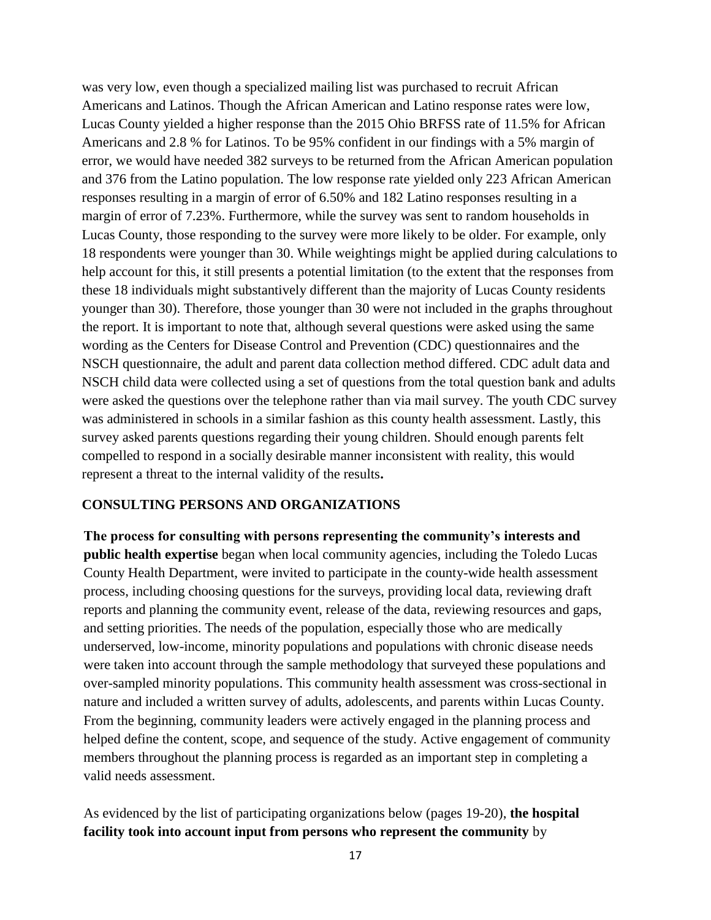was very low, even though a specialized mailing list was purchased to recruit African Americans and Latinos. Though the African American and Latino response rates were low, Lucas County yielded a higher response than the 2015 Ohio BRFSS rate of 11.5% for African Americans and 2.8 % for Latinos. To be 95% confident in our findings with a 5% margin of error, we would have needed 382 surveys to be returned from the African American population and 376 from the Latino population. The low response rate yielded only 223 African American responses resulting in a margin of error of 6.50% and 182 Latino responses resulting in a margin of error of 7.23%. Furthermore, while the survey was sent to random households in Lucas County, those responding to the survey were more likely to be older. For example, only 18 respondents were younger than 30. While weightings might be applied during calculations to help account for this, it still presents a potential limitation (to the extent that the responses from these 18 individuals might substantively different than the majority of Lucas County residents younger than 30). Therefore, those younger than 30 were not included in the graphs throughout the report. It is important to note that, although several questions were asked using the same wording as the Centers for Disease Control and Prevention (CDC) questionnaires and the NSCH questionnaire, the adult and parent data collection method differed. CDC adult data and NSCH child data were collected using a set of questions from the total question bank and adults were asked the questions over the telephone rather than via mail survey. The youth CDC survey was administered in schools in a similar fashion as this county health assessment. Lastly, this survey asked parents questions regarding their young children. Should enough parents felt compelled to respond in a socially desirable manner inconsistent with reality, this would represent a threat to the internal validity of the results**.**

## CONSULTING PERSONS AND ORGANIZATIONS

**The process for consulting with persons representing the community's interests and public health expertise** began when local community agencies, including the Toledo Lucas County Health Department, were invited to participate in the county-wide health assessment process, including choosing questions for the surveys, providing local data, reviewing draft reports and planning the community event, release of the data, reviewing resources and gaps, and setting priorities. The needs of the population, especially those who are medically underserved, low-income, minority populations and populations with chronic disease needs were taken into account through the sample methodology that surveyed these populations and over-sampled minority populations. This community health assessment was cross-sectional in nature and included a written survey of adults, adolescents, and parents within Lucas County. From the beginning, community leaders were actively engaged in the planning process and helped define the content, scope, and sequence of the study. Active engagement of community members throughout the planning process is regarded as an important step in completing a valid needs assessment.

As evidenced by the list of participating organizations below (pages 19-20), **the hospital facility took into account input from persons who represent the community** by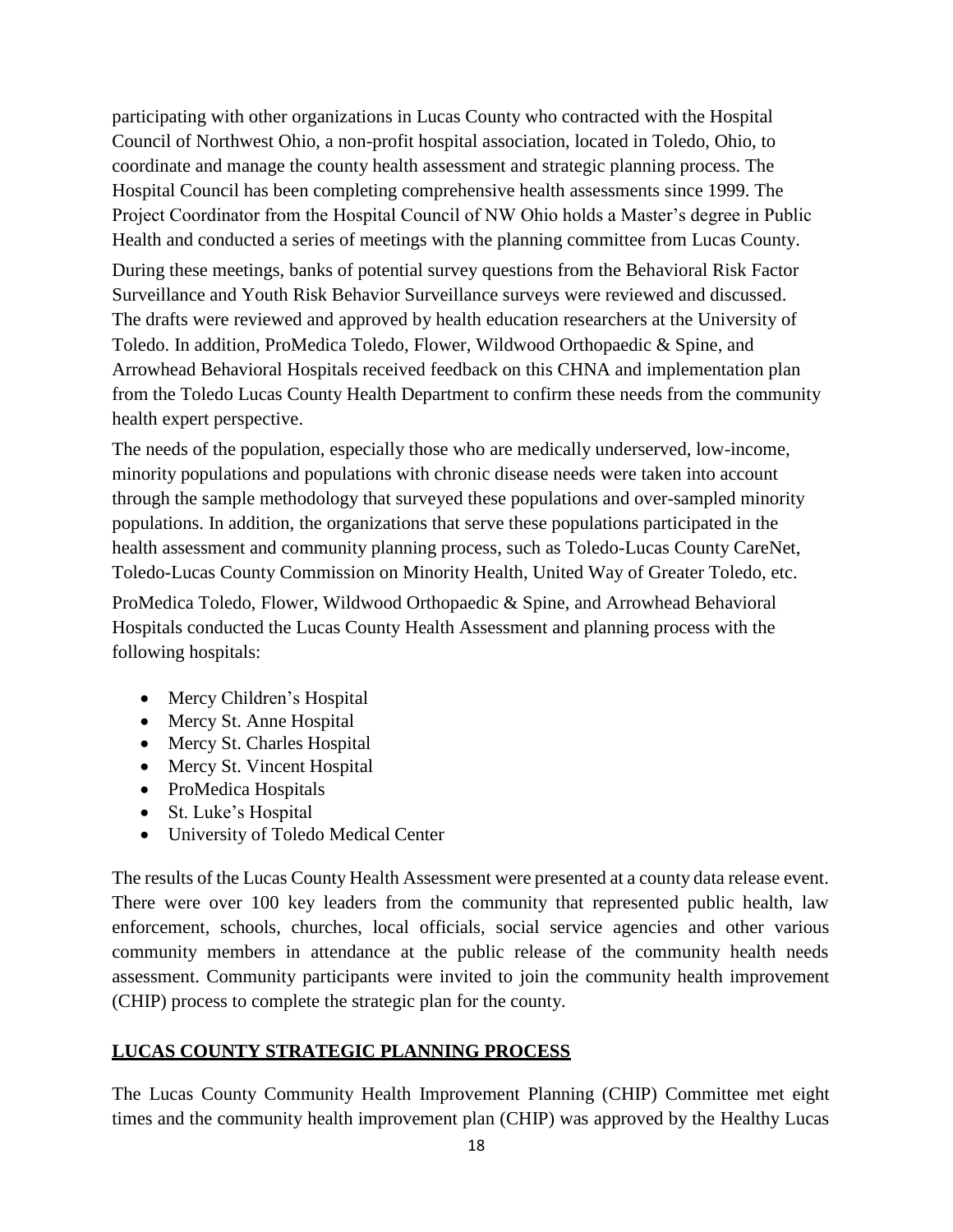participating with other organizations in Lucas County who contracted with the Hospital Council of Northwest Ohio, a non-profit hospital association, located in Toledo, Ohio, to coordinate and manage the county health assessment and strategic planning process. The Hospital Council has been completing comprehensive health assessments since 1999. The Project Coordinator from the Hospital Council of NW Ohio holds a Master's degree in Public Health and conducted a series of meetings with the planning committee from Lucas County.

During these meetings, banks of potential survey questions from the Behavioral Risk Factor Surveillance and Youth Risk Behavior Surveillance surveys were reviewed and discussed. The drafts were reviewed and approved by health education researchers at the University of Toledo. In addition, ProMedica Toledo, Flower, Wildwood Orthopaedic & Spine, and Arrowhead Behavioral Hospitals received feedback on this CHNA and implementation plan from the Toledo Lucas County Health Department to confirm these needs from the community health expert perspective.

The needs of the population, especially those who are medically underserved, low-income, minority populations and populations with chronic disease needs were taken into account through the sample methodology that surveyed these populations and over-sampled minority populations. In addition, the organizations that serve these populations participated in the health assessment and community planning process, such as Toledo-Lucas County CareNet, Toledo-Lucas County Commission on Minority Health, United Way of Greater Toledo, etc.

ProMedica Toledo, Flower, Wildwood Orthopaedic & Spine, and Arrowhead Behavioral Hospitals conducted the Lucas County Health Assessment and planning process with the following hospitals:

- Mercy Children's Hospital
- Mercy St. Anne Hospital
- Mercy St. Charles Hospital
- Mercy St. Vincent Hospital
- ProMedica Hospitals
- St. Luke's Hospital
- University of Toledo Medical Center

The results of the Lucas County Health Assessment were presented at a county data release event. There were over 100 key leaders from the community that represented public health, law enforcement, schools, churches, local officials, social service agencies and other various community members in attendance at the public release of the community health needs assessment. Community participants were invited to join the community health improvement (CHIP) process to complete the strategic plan for the county.

## LUCAS COUNTY STRATEGIC PLANNING PROCESS

The Lucas County Community Health Improvement Planning (CHIP) Committee met eight times and the community health improvement plan (CHIP) was approved by the Healthy Lucas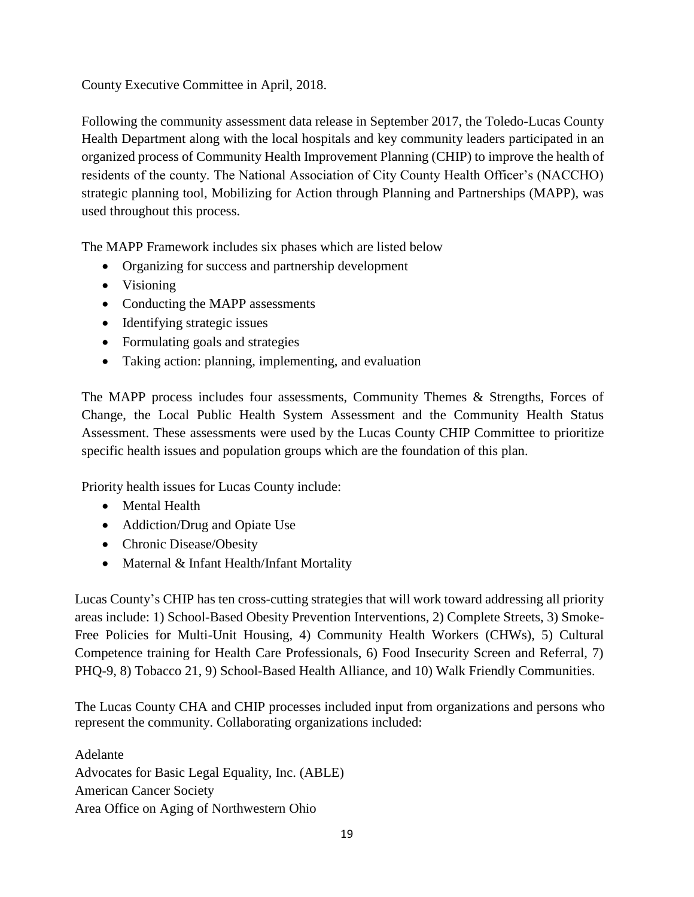County Executive Committee in April, 2018.

Following the community assessment data release in September 2017, the Toledo-Lucas County Health Department along with the local hospitals and key community leaders participated in an organized process of Community Health Improvement Planning (CHIP) to improve the health of residents of the county. The National Association of City County Health Officer's (NACCHO) strategic planning tool, Mobilizing for Action through Planning and Partnerships (MAPP), was used throughout this process.

The MAPP Framework includes six phases which are listed below

- Organizing for success and partnership development
- Visioning
- Conducting the MAPP assessments
- Identifying strategic issues
- Formulating goals and strategies
- Taking action: planning, implementing, and evaluation

The MAPP process includes four assessments, Community Themes & Strengths, Forces of Change, the Local Public Health System Assessment and the Community Health Status Assessment. These assessments were used by the Lucas County CHIP Committee to prioritize specific health issues and population groups which are the foundation of this plan.

Priority health issues for Lucas County include:

- Mental Health
- Addiction/Drug and Opiate Use
- Chronic Disease/Obesity
- Maternal & Infant Health/Infant Mortality

Lucas County's CHIP has ten cross-cutting strategies that will work toward addressing all priority areas include: 1) School-Based Obesity Prevention Interventions, 2) Complete Streets, 3) Smoke-Free Policies for Multi-Unit Housing, 4) Community Health Workers (CHWs), 5) Cultural Competence training for Health Care Professionals, 6) Food Insecurity Screen and Referral, 7) PHQ-9, 8) Tobacco 21, 9) School-Based Health Alliance, and 10) Walk Friendly Communities.

The Lucas County CHA and CHIP processes included input from organizations and persons who represent the community. Collaborating organizations included:

Adelante
Advocates for Basic Legal Equality, Inc. (ABLE)
American Cancer Society
Area Office on Aging of Northwestern Ohio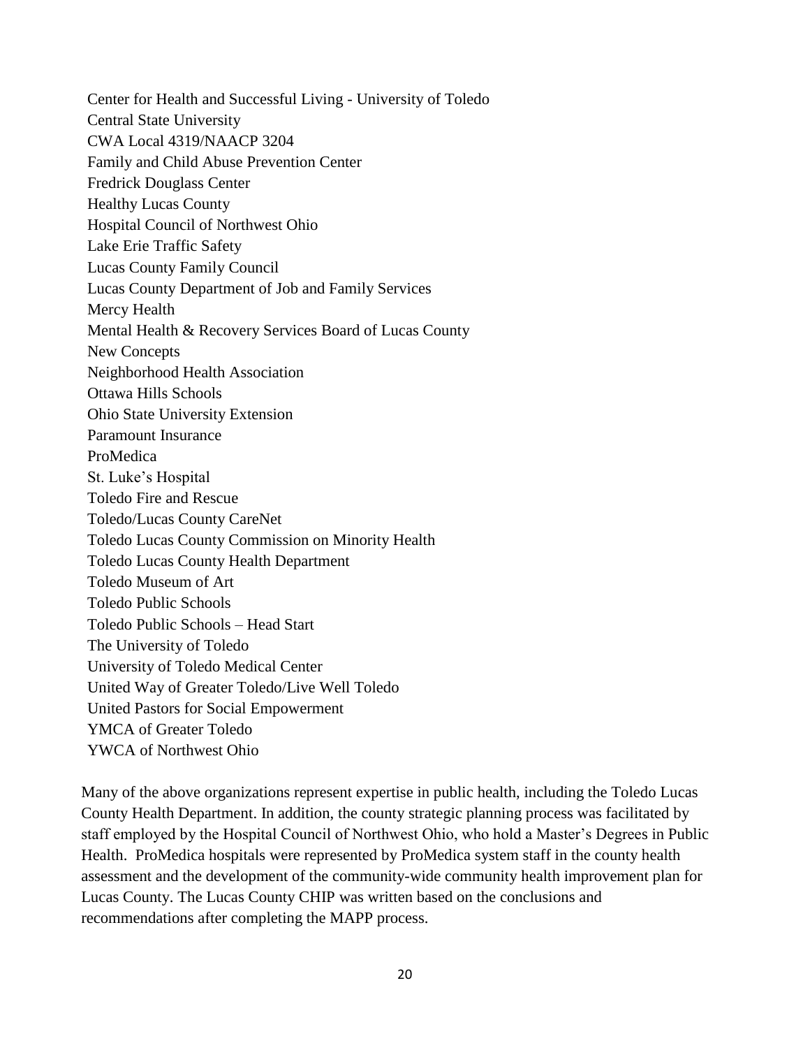Center for Health and Successful Living - University of Toledo
Central State University
CWA Local 4319/NAACP 3204
Family and Child Abuse Prevention Center
Fredrick Douglass Center
Healthy Lucas County
Hospital Council of Northwest Ohio
Lake Erie Traffic Safety
Lucas County Family Council
Lucas County Department of Job and Family Services
Mercy Health
Mental Health & Recovery Services Board of Lucas County
New Concepts
Neighborhood Health Association
Ottawa Hills Schools
Ohio State University Extension
Paramount Insurance
ProMedica
St. Luke's Hospital
Toledo Fire and Rescue
Toledo/Lucas County CareNet
Toledo Lucas County Commission on Minority Health
Toledo Lucas County Health Department
Toledo Museum of Art
Toledo Public Schools
Toledo Public Schools – Head Start
The University of Toledo
University of Toledo Medical Center
United Way of Greater Toledo/Live Well Toledo
United Pastors for Social Empowerment
YMCA of Greater Toledo
YWCA of Northwest Ohio

Many of the above organizations represent expertise in public health, including the Toledo Lucas County Health Department. In addition, the county strategic planning process was facilitated by staff employed by the Hospital Council of Northwest Ohio, who hold a Master's Degrees in Public Health. ProMedica hospitals were represented by ProMedica system staff in the county health assessment and the development of the community-wide community health improvement plan for Lucas County. The Lucas County CHIP was written based on the conclusions and recommendations after completing the MAPP process.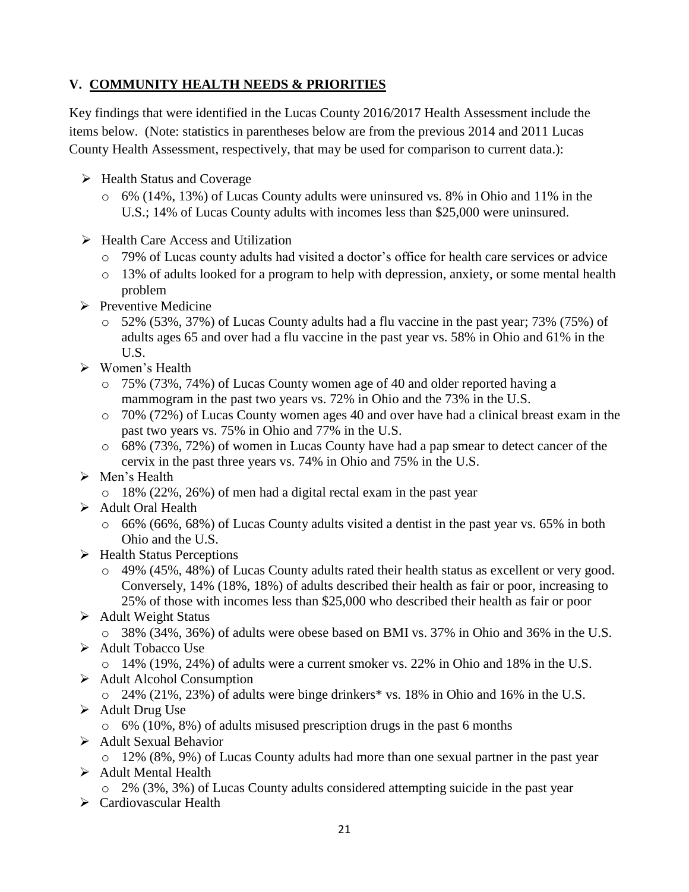## V. COMMUNITY HEALTH NEEDS & PRIORITIES

Key findings that were identified in the Lucas County 2016/2017 Health Assessment include the items below. (Note: statistics in parentheses below are from the previous 2014 and 2011 Lucas County Health Assessment, respectively, that may be used for comparison to current data.):

- Health Status and Coverage
  - 6% (14%, 13%) of Lucas County adults were uninsured vs. 8% in Ohio and 11% in the U.S.; 14% of Lucas County adults with incomes less than $25,000 were uninsured.
- Health Care Access and Utilization
  - 79% of Lucas county adults had visited a doctor's office for health care services or advice
  - 13% of adults looked for a program to help with depression, anxiety, or some mental health problem
- Preventive Medicine
  - 52% (53%, 37%) of Lucas County adults had a flu vaccine in the past year; 73% (75%) of adults ages 65 and over had a flu vaccine in the past year vs. 58% in Ohio and 61% in the U.S.
- Women's Health
  - 75% (73%, 74%) of Lucas County women age of 40 and older reported having a mammogram in the past two years vs. 72% in Ohio and the 73% in the U.S.
  - 70% (72%) of Lucas County women ages 40 and over have had a clinical breast exam in the past two years vs. 75% in Ohio and 77% in the U.S.
  - 68% (73%, 72%) of women in Lucas County have had a pap smear to detect cancer of the cervix in the past three years vs. 74% in Ohio and 75% in the U.S.
- Men's Health
  - 18% (22%, 26%) of men had a digital rectal exam in the past year
- Adult Oral Health
  - 66% (66%, 68%) of Lucas County adults visited a dentist in the past year vs. 65% in both Ohio and the U.S.
- Health Status Perceptions
  - 49% (45%, 48%) of Lucas County adults rated their health status as excellent or very good. Conversely, 14% (18%, 18%) of adults described their health as fair or poor, increasing to 25% of those with incomes less than $25,000 who described their health as fair or poor
- Adult Weight Status
  - 38% (34%, 36%) of adults were obese based on BMI vs. 37% in Ohio and 36% in the U.S.
- Adult Tobacco Use
  - 14% (19%, 24%) of adults were a current smoker vs. 22% in Ohio and 18% in the U.S.
- Adult Alcohol Consumption
  - 24% (21%, 23%) of adults were binge drinkers* vs. 18% in Ohio and 16% in the U.S.
- Adult Drug Use
  - 6% (10%, 8%) of adults misused prescription drugs in the past 6 months
- Adult Sexual Behavior
  - 12% (8%, 9%) of Lucas County adults had more than one sexual partner in the past year
- Adult Mental Health
  - 2% (3%, 3%) of Lucas County adults considered attempting suicide in the past year
- Cardiovascular Health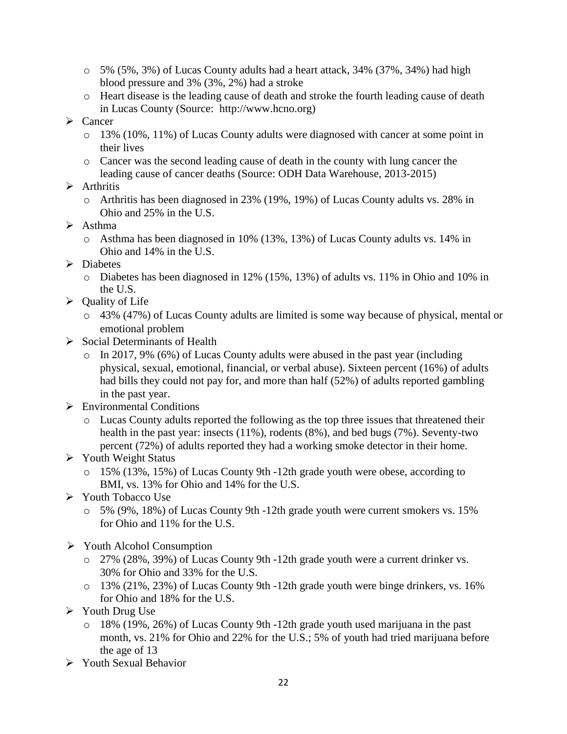- 5% (5%, 3%) of Lucas County adults had a heart attack, 34% (37%, 34%) had high blood pressure and 3% (3%, 2%) had a stroke
- Heart disease is the leading cause of death and stroke the fourth leading cause of death in Lucas County (Source: http://www.hcno.org)

- Cancer
  - 13% (10%, 11%) of Lucas County adults were diagnosed with cancer at some point in their lives
  - Cancer was the second leading cause of death in the county with lung cancer the leading cause of cancer deaths (Source: ODH Data Warehouse, 2013-2015)
- Arthritis
  - Arthritis has been diagnosed in 23% (19%, 19%) of Lucas County adults vs. 28% in Ohio and 25% in the U.S.
- Asthma
  - Asthma has been diagnosed in 10% (13%, 13%) of Lucas County adults vs. 14% in Ohio and 14% in the U.S.
- Diabetes
  - Diabetes has been diagnosed in 12% (15%, 13%) of adults vs. 11% in Ohio and 10% in the U.S.
- Quality of Life
  - 43% (47%) of Lucas County adults are limited is some way because of physical, mental or emotional problem
- Social Determinants of Health
  - In 2017, 9% (6%) of Lucas County adults were abused in the past year (including physical, sexual, emotional, financial, or verbal abuse). Sixteen percent (16%) of adults had bills they could not pay for, and more than half (52%) of adults reported gambling in the past year.
- Environmental Conditions
  - Lucas County adults reported the following as the top three issues that threatened their health in the past year: insects (11%), rodents (8%), and bed bugs (7%). Seventy-two percent (72%) of adults reported they had a working smoke detector in their home.
- Youth Weight Status
  - 15% (13%, 15%) of Lucas County 9th -12th grade youth were obese, according to BMI, vs. 13% for Ohio and 14% for the U.S.
- Youth Tobacco Use
  - 5% (9%, 18%) of Lucas County 9th -12th grade youth were current smokers vs. 15% for Ohio and 11% for the U.S.
- Youth Alcohol Consumption
  - 27% (28%, 39%) of Lucas County 9th -12th grade youth were a current drinker vs. 30% for Ohio and 33% for the U.S.
  - 13% (21%, 23%) of Lucas County 9th -12th grade youth were binge drinkers, vs. 16% for Ohio and 18% for the U.S.
- Youth Drug Use
  - 18% (19%, 26%) of Lucas County 9th -12th grade youth used marijuana in the past month, vs. 21% for Ohio and 22% for the U.S.; 5% of youth had tried marijuana before the age of 13
- Youth Sexual Behavior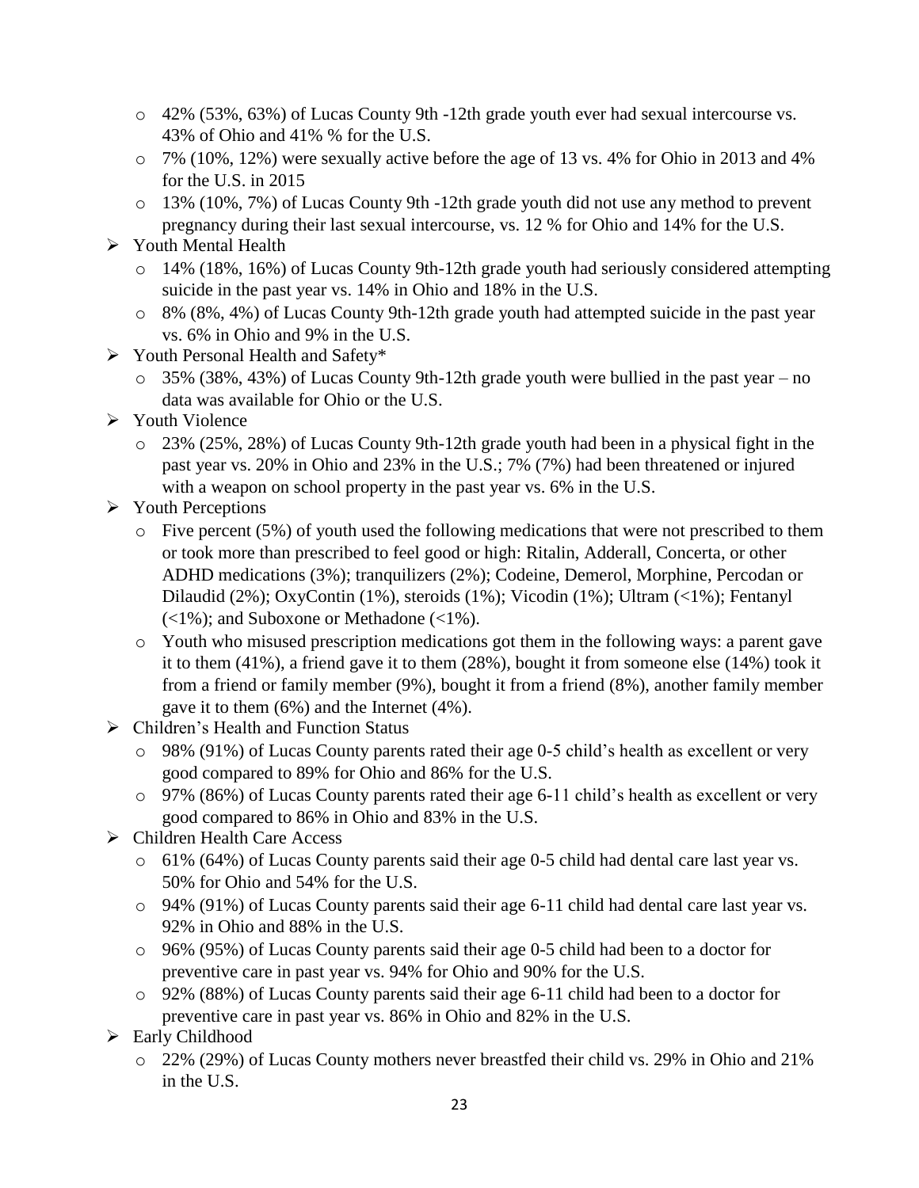- 42% (53%, 63%) of Lucas County 9th -12th grade youth ever had sexual intercourse vs. 43% of Ohio and 41% % for the U.S.
- 7% (10%, 12%) were sexually active before the age of 13 vs. 4% for Ohio in 2013 and 4% for the U.S. in 2015
- 13% (10%, 7%) of Lucas County 9th -12th grade youth did not use any method to prevent pregnancy during their last sexual intercourse, vs. 12 % for Ohio and 14% for the U.S.

- Youth Mental Health
  - 14% (18%, 16%) of Lucas County 9th-12th grade youth had seriously considered attempting suicide in the past year vs. 14% in Ohio and 18% in the U.S.
  - 8% (8%, 4%) of Lucas County 9th-12th grade youth had attempted suicide in the past year vs. 6% in Ohio and 9% in the U.S.
- Youth Personal Health and Safety*
  - 35% (38%, 43%) of Lucas County 9th-12th grade youth were bullied in the past year – no data was available for Ohio or the U.S.
- Youth Violence
  - 23% (25%, 28%) of Lucas County 9th-12th grade youth had been in a physical fight in the past year vs. 20% in Ohio and 23% in the U.S.; 7% (7%) had been threatened or injured with a weapon on school property in the past year vs. 6% in the U.S.
- Youth Perceptions
  - Five percent (5%) of youth used the following medications that were not prescribed to them or took more than prescribed to feel good or high: Ritalin, Adderall, Concerta, or other ADHD medications (3%); tranquilizers (2%); Codeine, Demerol, Morphine, Percodan or Dilaudid (2%); OxyContin (1%), steroids (1%); Vicodin (1%); Ultram (<1%); Fentanyl (<1%); and Suboxone or Methadone (<1%).
  - Youth who misused prescription medications got them in the following ways: a parent gave it to them (41%), a friend gave it to them (28%), bought it from someone else (14%) took it from a friend or family member (9%), bought it from a friend (8%), another family member gave it to them (6%) and the Internet (4%).
- Children's Health and Function Status
  - 98% (91%) of Lucas County parents rated their age 0-5 child's health as excellent or very good compared to 89% for Ohio and 86% for the U.S.
  - 97% (86%) of Lucas County parents rated their age 6-11 child's health as excellent or very good compared to 86% in Ohio and 83% in the U.S.
- Children Health Care Access
  - 61% (64%) of Lucas County parents said their age 0-5 child had dental care last year vs. 50% for Ohio and 54% for the U.S.
  - 94% (91%) of Lucas County parents said their age 6-11 child had dental care last year vs. 92% in Ohio and 88% in the U.S.
  - 96% (95%) of Lucas County parents said their age 0-5 child had been to a doctor for preventive care in past year vs. 94% for Ohio and 90% for the U.S.
  - 92% (88%) of Lucas County parents said their age 6-11 child had been to a doctor for preventive care in past year vs. 86% in Ohio and 82% in the U.S.
- Early Childhood
  - 22% (29%) of Lucas County mothers never breastfed their child vs. 29% in Ohio and 21% in the U.S.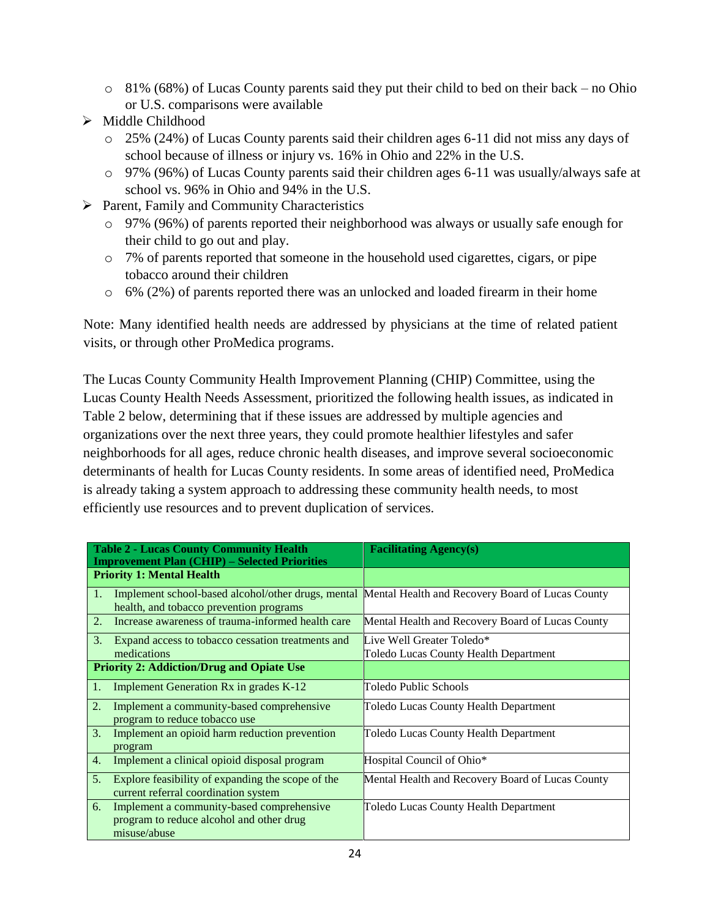- 81% (68%) of Lucas County parents said they put their child to bed on their back – no Ohio or U.S. comparisons were available

- Middle Childhood
  - 25% (24%) of Lucas County parents said their children ages 6-11 did not miss any days of school because of illness or injury vs. 16% in Ohio and 22% in the U.S.
  - 97% (96%) of Lucas County parents said their children ages 6-11 was usually/always safe at school vs. 96% in Ohio and 94% in the U.S.
- Parent, Family and Community Characteristics
  - 97% (96%) of parents reported their neighborhood was always or usually safe enough for their child to go out and play.
  - 7% of parents reported that someone in the household used cigarettes, cigars, or pipe tobacco around their children
  - 6% (2%) of parents reported there was an unlocked and loaded firearm in their home

Note: Many identified health needs are addressed by physicians at the time of related patient visits, or through other ProMedica programs.

The Lucas County Community Health Improvement Planning (CHIP) Committee, using the Lucas County Health Needs Assessment, prioritized the following health issues, as indicated in Table 2 below, determining that if these issues are addressed by multiple agencies and organizations over the next three years, they could promote healthier lifestyles and safer neighborhoods for all ages, reduce chronic health diseases, and improve several socioeconomic determinants of health for Lucas County residents. In some areas of identified need, ProMedica is already taking a system approach to addressing these community health needs, to most efficiently use resources and to prevent duplication of services.

| Table 2 - Lucas County Community Health Improvement Plan (CHIP) – Selected Priorities | Facilitating Agency(s) |
|---|---|
| **Priority 1: Mental Health** | |
| 1. Implement school-based alcohol/other drugs, mental health, and tobacco prevention programs | Mental Health and Recovery Board of Lucas County |
| 2. Increase awareness of trauma-informed health care | Mental Health and Recovery Board of Lucas County |
| 3. Expand access to tobacco cessation treatments and medications | Live Well Greater Toledo*<br>Toledo Lucas County Health Department |
| **Priority 2: Addiction/Drug and Opiate Use** | |
| 1. Implement Generation Rx in grades K-12 | Toledo Public Schools |
| 2. Implement a community-based comprehensive program to reduce tobacco use | Toledo Lucas County Health Department |
| 3. Implement an opioid harm reduction prevention program | Toledo Lucas County Health Department |
| 4. Implement a clinical opioid disposal program | Hospital Council of Ohio* |
| 5. Explore feasibility of expanding the scope of the current referral coordination system | Mental Health and Recovery Board of Lucas County |
| 6. Implement a community-based comprehensive program to reduce alcohol and other drug misuse/abuse | Toledo Lucas County Health Department |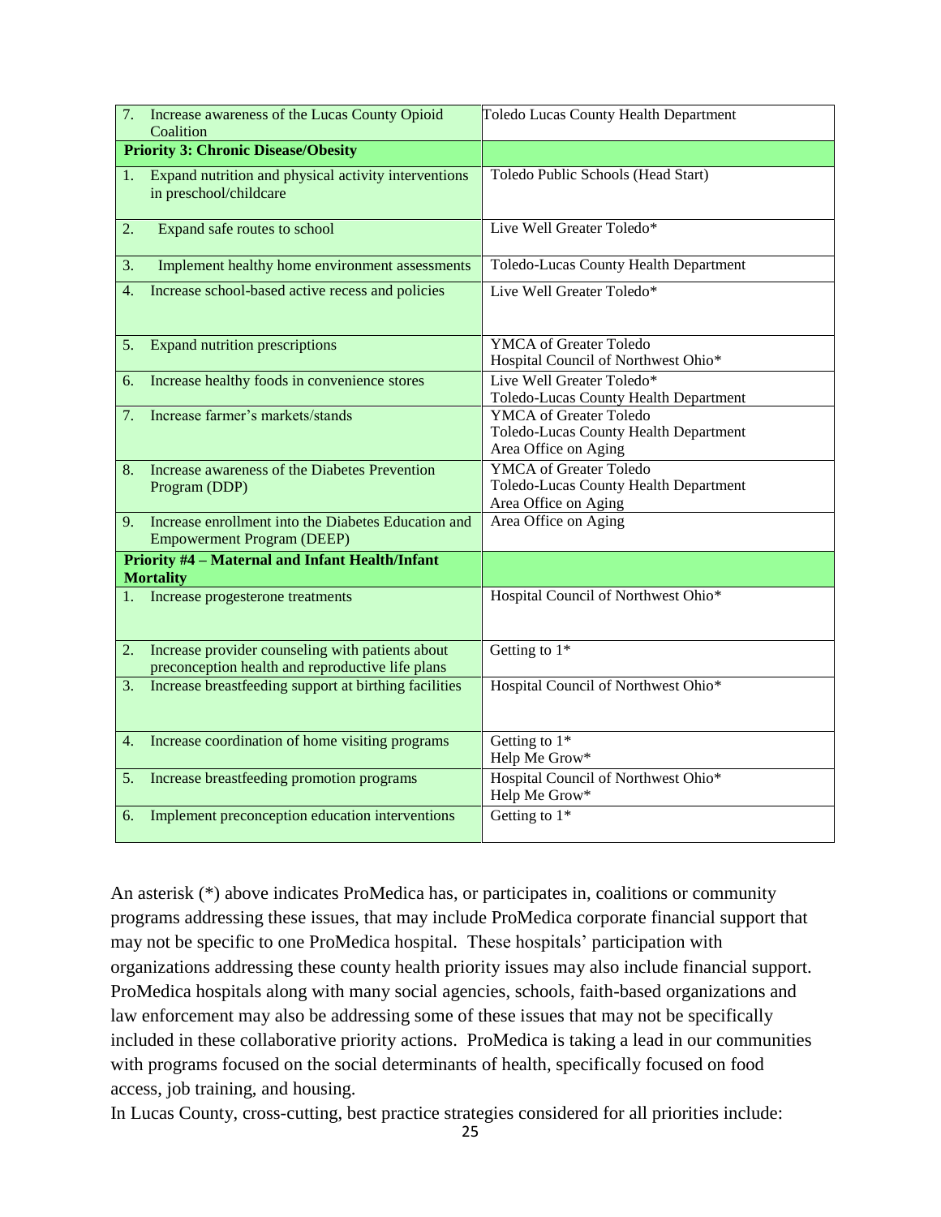| | |
|---|---|
| 7. Increase awareness of the Lucas County Opioid Coalition | Toledo Lucas County Health Department |
| **Priority 3: Chronic Disease/Obesity** | |
| 1. Expand nutrition and physical activity interventions in preschool/childcare | Toledo Public Schools (Head Start) |
| 2. Expand safe routes to school | Live Well Greater Toledo* |
| 3. Implement healthy home environment assessments | Toledo-Lucas County Health Department |
| 4. Increase school-based active recess and policies | Live Well Greater Toledo* |
| 5. Expand nutrition prescriptions | YMCA of Greater Toledo<br>Hospital Council of Northwest Ohio* |
| 6. Increase healthy foods in convenience stores | Live Well Greater Toledo*<br>Toledo-Lucas County Health Department |
| 7. Increase farmer's markets/stands | YMCA of Greater Toledo<br>Toledo-Lucas County Health Department<br>Area Office on Aging |
| 8. Increase awareness of the Diabetes Prevention Program (DDP) | YMCA of Greater Toledo<br>Toledo-Lucas County Health Department<br>Area Office on Aging |
| 9. Increase enrollment into the Diabetes Education and Empowerment Program (DEEP) | Area Office on Aging |
| **Priority #4 – Maternal and Infant Health/Infant Mortality** | |
| 1. Increase progesterone treatments | Hospital Council of Northwest Ohio* |
| 2. Increase provider counseling with patients about preconception health and reproductive life plans | Getting to 1* |
| 3. Increase breastfeeding support at birthing facilities | Hospital Council of Northwest Ohio* |
| 4. Increase coordination of home visiting programs | Getting to 1*<br>Help Me Grow* |
| 5. Increase breastfeeding promotion programs | Hospital Council of Northwest Ohio*<br>Help Me Grow* |
| 6. Implement preconception education interventions | Getting to 1* |

An asterisk (*) above indicates ProMedica has, or participates in, coalitions or community programs addressing these issues, that may include ProMedica corporate financial support that may not be specific to one ProMedica hospital. These hospitals' participation with organizations addressing these county health priority issues may also include financial support. ProMedica hospitals along with many social agencies, schools, faith-based organizations and law enforcement may also be addressing some of these issues that may not be specifically included in these collaborative priority actions. ProMedica is taking a lead in our communities with programs focused on the social determinants of health, specifically focused on food access, job training, and housing.

In Lucas County, cross-cutting, best practice strategies considered for all priorities include: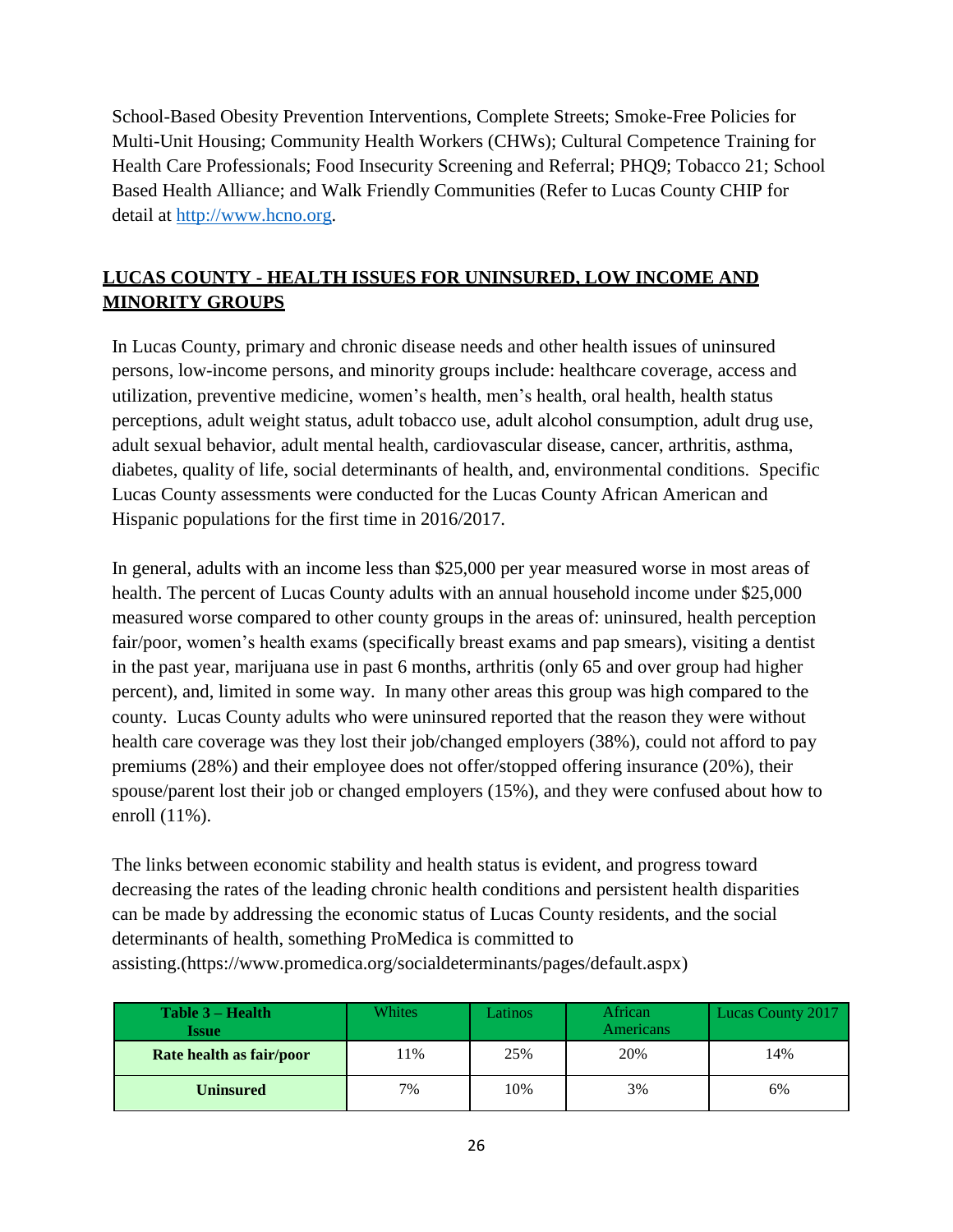School-Based Obesity Prevention Interventions, Complete Streets; Smoke-Free Policies for Multi-Unit Housing; Community Health Workers (CHWs); Cultural Competence Training for Health Care Professionals; Food Insecurity Screening and Referral; PHQ9; Tobacco 21; School Based Health Alliance; and Walk Friendly Communities (Refer to Lucas County CHIP for detail at [http://www.hcno.org](http://www.hcno.org).

## LUCAS COUNTY - HEALTH ISSUES FOR UNINSURED, LOW INCOME AND MINORITY GROUPS

In Lucas County, primary and chronic disease needs and other health issues of uninsured persons, low-income persons, and minority groups include: healthcare coverage, access and utilization, preventive medicine, women's health, men's health, oral health, health status perceptions, adult weight status, adult tobacco use, adult alcohol consumption, adult drug use, adult sexual behavior, adult mental health, cardiovascular disease, cancer, arthritis, asthma, diabetes, quality of life, social determinants of health, and, environmental conditions. Specific Lucas County assessments were conducted for the Lucas County African American and Hispanic populations for the first time in 2016/2017.

In general, adults with an income less than $25,000 per year measured worse in most areas of health. The percent of Lucas County adults with an annual household income under $25,000 measured worse compared to other county groups in the areas of: uninsured, health perception fair/poor, women's health exams (specifically breast exams and pap smears), visiting a dentist in the past year, marijuana use in past 6 months, arthritis (only 65 and over group had higher percent), and, limited in some way. In many other areas this group was high compared to the county. Lucas County adults who were uninsured reported that the reason they were without health care coverage was they lost their job/changed employers (38%), could not afford to pay premiums (28%) and their employee does not offer/stopped offering insurance (20%), their spouse/parent lost their job or changed employers (15%), and they were confused about how to enroll (11%).

The links between economic stability and health status is evident, and progress toward decreasing the rates of the leading chronic health conditions and persistent health disparities can be made by addressing the economic status of Lucas County residents, and the social determinants of health, something ProMedica is committed to assisting.(https://www.promedica.org/socialdeterminants/pages/default.aspx)

| Table 3 – Health Issue | Whites | Latinos | African Americans | Lucas County 2017 |
|---|---|---|---|---|
| **Rate health as fair/poor** | 11% | 25% | 20% | 14% |
| **Uninsured** | 7% | 10% | 3% | 6% |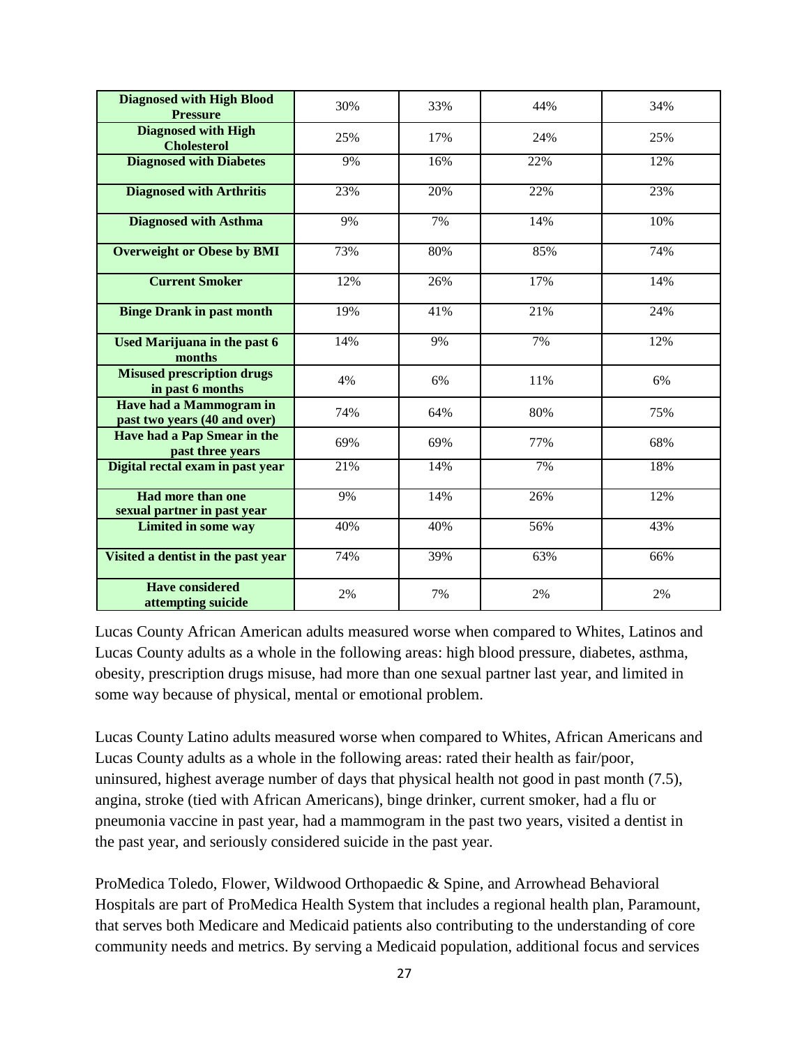| | | | | |
|---|---|---|---|---|
| **Diagnosed with High Blood Pressure** | 30% | 33% | 44% | 34% |
| **Diagnosed with High Cholesterol** | 25% | 17% | 24% | 25% |
| **Diagnosed with Diabetes** | 9% | 16% | 22% | 12% |
| **Diagnosed with Arthritis** | 23% | 20% | 22% | 23% |
| **Diagnosed with Asthma** | 9% | 7% | 14% | 10% |
| **Overweight or Obese by BMI** | 73% | 80% | 85% | 74% |
| **Current Smoker** | 12% | 26% | 17% | 14% |
| **Binge Drank in past month** | 19% | 41% | 21% | 24% |
| **Used Marijuana in the past 6 months** | 14% | 9% | 7% | 12% |
| **Misused prescription drugs in past 6 months** | 4% | 6% | 11% | 6% |
| **Have had a Mammogram in past two years (40 and over)** | 74% | 64% | 80% | 75% |
| **Have had a Pap Smear in the past three years** | 69% | 69% | 77% | 68% |
| **Digital rectal exam in past year** | 21% | 14% | 7% | 18% |
| **Had more than one sexual partner in past year** | 9% | 14% | 26% | 12% |
| **Limited in some way** | 40% | 40% | 56% | 43% |
| **Visited a dentist in the past year** | 74% | 39% | 63% | 66% |
| **Have considered attempting suicide** | 2% | 7% | 2% | 2% |

Lucas County African American adults measured worse when compared to Whites, Latinos and Lucas County adults as a whole in the following areas: high blood pressure, diabetes, asthma, obesity, prescription drugs misuse, had more than one sexual partner last year, and limited in some way because of physical, mental or emotional problem.

Lucas County Latino adults measured worse when compared to Whites, African Americans and Lucas County adults as a whole in the following areas: rated their health as fair/poor, uninsured, highest average number of days that physical health not good in past month (7.5), angina, stroke (tied with African Americans), binge drinker, current smoker, had a flu or pneumonia vaccine in past year, had a mammogram in the past two years, visited a dentist in the past year, and seriously considered suicide in the past year.

ProMedica Toledo, Flower, Wildwood Orthopaedic & Spine, and Arrowhead Behavioral Hospitals are part of ProMedica Health System that includes a regional health plan, Paramount, that serves both Medicare and Medicaid patients also contributing to the understanding of core community needs and metrics. By serving a Medicaid population, additional focus and services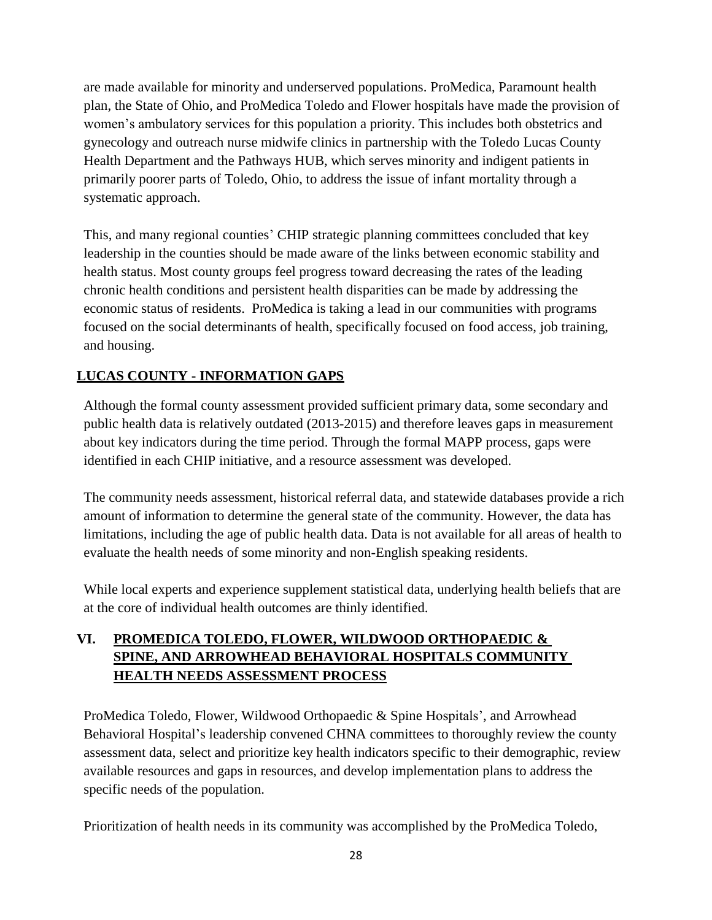are made available for minority and underserved populations. ProMedica, Paramount health plan, the State of Ohio, and ProMedica Toledo and Flower hospitals have made the provision of women's ambulatory services for this population a priority. This includes both obstetrics and gynecology and outreach nurse midwife clinics in partnership with the Toledo Lucas County Health Department and the Pathways HUB, which serves minority and indigent patients in primarily poorer parts of Toledo, Ohio, to address the issue of infant mortality through a systematic approach.

This, and many regional counties' CHIP strategic planning committees concluded that key leadership in the counties should be made aware of the links between economic stability and health status. Most county groups feel progress toward decreasing the rates of the leading chronic health conditions and persistent health disparities can be made by addressing the economic status of residents. ProMedica is taking a lead in our communities with programs focused on the social determinants of health, specifically focused on food access, job training, and housing.

## LUCAS COUNTY - INFORMATION GAPS

Although the formal county assessment provided sufficient primary data, some secondary and public health data is relatively outdated (2013-2015) and therefore leaves gaps in measurement about key indicators during the time period. Through the formal MAPP process, gaps were identified in each CHIP initiative, and a resource assessment was developed.

The community needs assessment, historical referral data, and statewide databases provide a rich amount of information to determine the general state of the community. However, the data has limitations, including the age of public health data. Data is not available for all areas of health to evaluate the health needs of some minority and non-English speaking residents.

While local experts and experience supplement statistical data, underlying health beliefs that are at the core of individual health outcomes are thinly identified.

# VI. PROMEDICA TOLEDO, FLOWER, WILDWOOD ORTHOPAEDIC & SPINE, AND ARROWHEAD BEHAVIORAL HOSPITALS COMMUNITY HEALTH NEEDS ASSESSMENT PROCESS

ProMedica Toledo, Flower, Wildwood Orthopaedic & Spine Hospitals', and Arrowhead Behavioral Hospital's leadership convened CHNA committees to thoroughly review the county assessment data, select and prioritize key health indicators specific to their demographic, review available resources and gaps in resources, and develop implementation plans to address the specific needs of the population.

Prioritization of health needs in its community was accomplished by the ProMedica Toledo,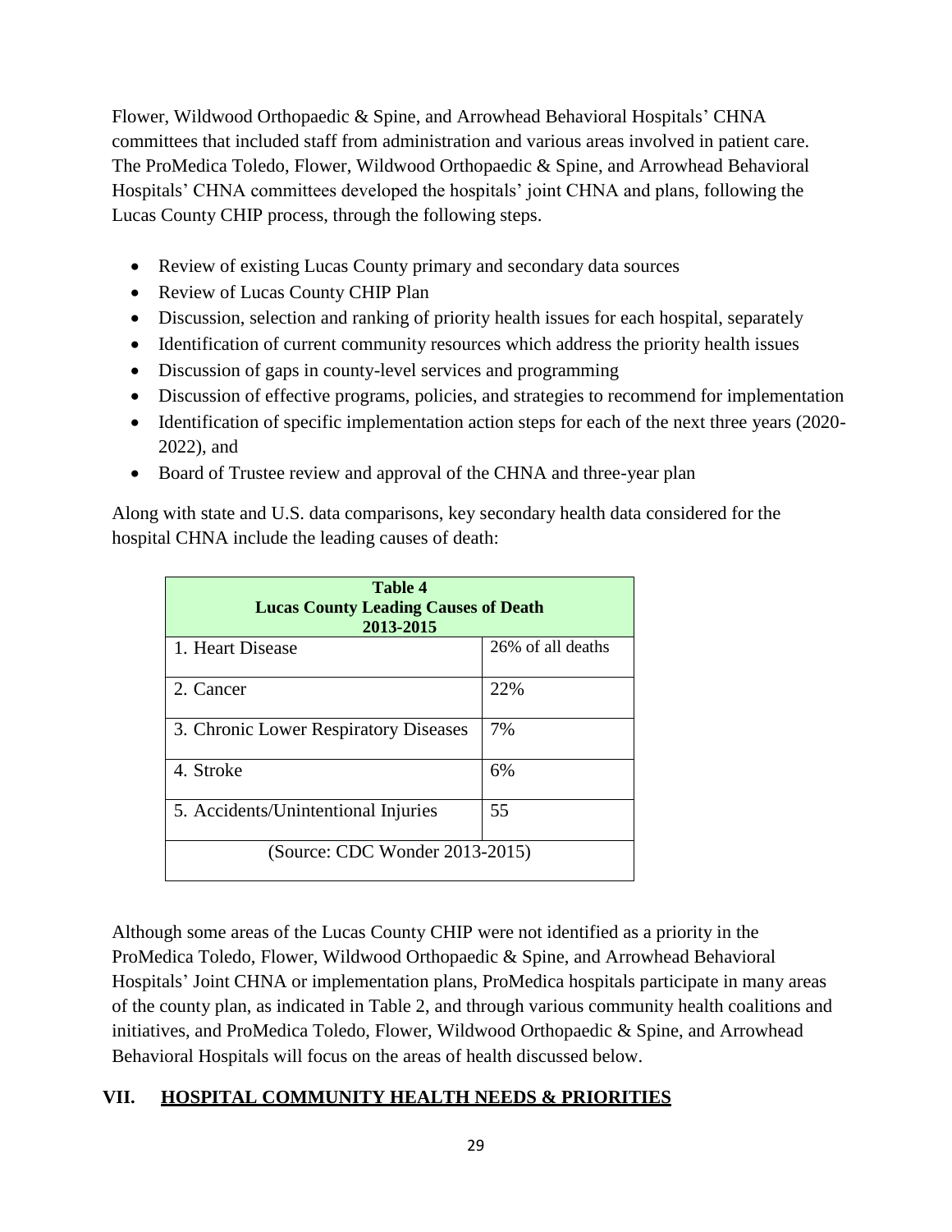Flower, Wildwood Orthopaedic & Spine, and Arrowhead Behavioral Hospitals' CHNA committees that included staff from administration and various areas involved in patient care. The ProMedica Toledo, Flower, Wildwood Orthopaedic & Spine, and Arrowhead Behavioral Hospitals' CHNA committees developed the hospitals' joint CHNA and plans, following the Lucas County CHIP process, through the following steps.

- Review of existing Lucas County primary and secondary data sources
- Review of Lucas County CHIP Plan
- Discussion, selection and ranking of priority health issues for each hospital, separately
- Identification of current community resources which address the priority health issues
- Discussion of gaps in county-level services and programming
- Discussion of effective programs, policies, and strategies to recommend for implementation
- Identification of specific implementation action steps for each of the next three years (2020-2022), and
- Board of Trustee review and approval of the CHNA and three-year plan

Along with state and U.S. data comparisons, key secondary health data considered for the hospital CHNA include the leading causes of death:

| Table 4<br>Lucas County Leading Causes of Death<br>2013-2015 | |
|---|---|
| 1. Heart Disease | 26% of all deaths |
| 2. Cancer | 22% |
| 3. Chronic Lower Respiratory Diseases | 7% |
| 4. Stroke | 6% |
| 5. Accidents/Unintentional Injuries | 55 |
| (Source: CDC Wonder 2013-2015) | |

Although some areas of the Lucas County CHIP were not identified as a priority in the ProMedica Toledo, Flower, Wildwood Orthopaedic & Spine, and Arrowhead Behavioral Hospitals' Joint CHNA or implementation plans, ProMedica hospitals participate in many areas of the county plan, as indicated in Table 2, and through various community health coalitions and initiatives, and ProMedica Toledo, Flower, Wildwood Orthopaedic & Spine, and Arrowhead Behavioral Hospitals will focus on the areas of health discussed below.

## VII. HOSPITAL COMMUNITY HEALTH NEEDS & PRIORITIES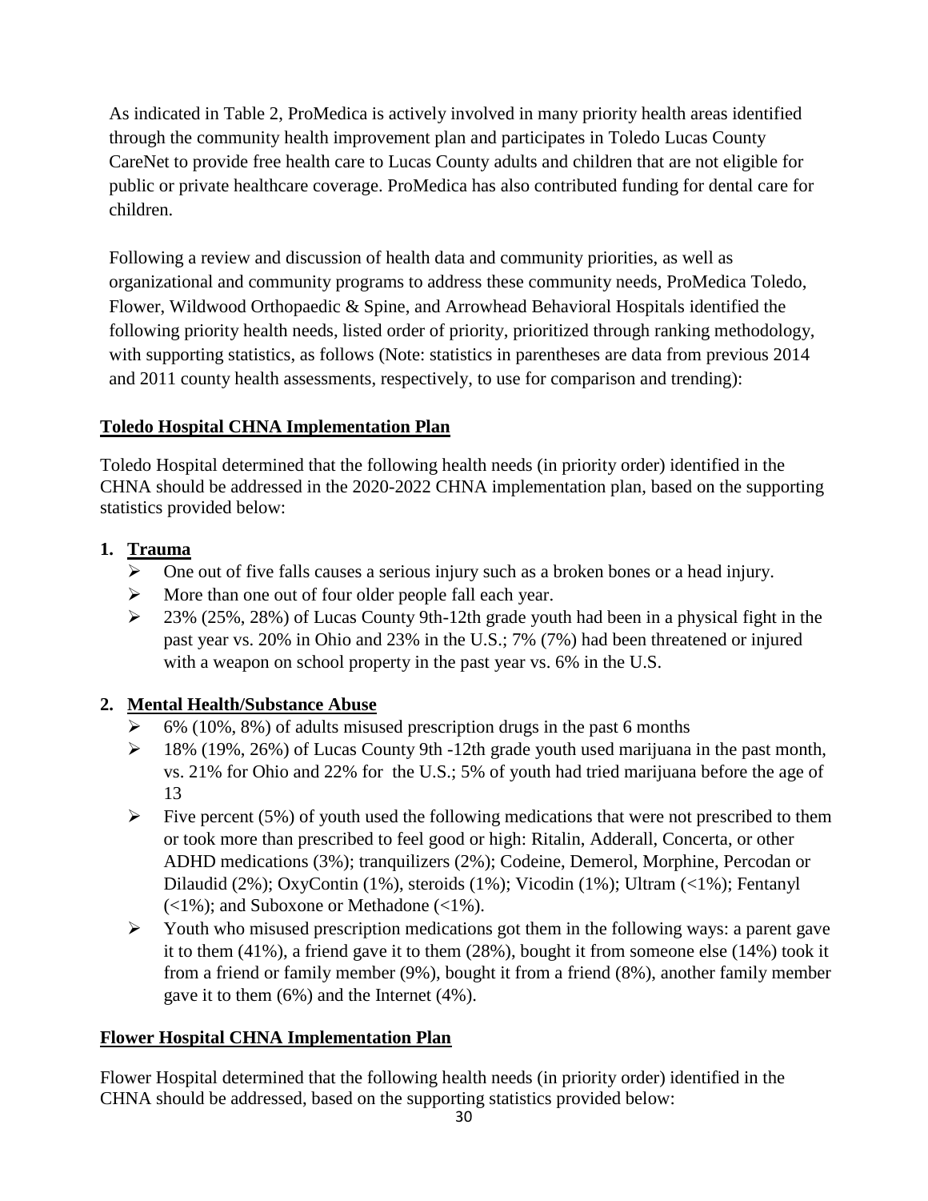As indicated in Table 2, ProMedica is actively involved in many priority health areas identified through the community health improvement plan and participates in Toledo Lucas County CareNet to provide free health care to Lucas County adults and children that are not eligible for public or private healthcare coverage. ProMedica has also contributed funding for dental care for children.

Following a review and discussion of health data and community priorities, as well as organizational and community programs to address these community needs, ProMedica Toledo, Flower, Wildwood Orthopaedic & Spine, and Arrowhead Behavioral Hospitals identified the following priority health needs, listed order of priority, prioritized through ranking methodology, with supporting statistics, as follows (Note: statistics in parentheses are data from previous 2014 and 2011 county health assessments, respectively, to use for comparison and trending):

## Toledo Hospital CHNA Implementation Plan

Toledo Hospital determined that the following health needs (in priority order) identified in the CHNA should be addressed in the 2020-2022 CHNA implementation plan, based on the supporting statistics provided below:

1. **Trauma**
   - One out of five falls causes a serious injury such as a broken bones or a head injury.
   - More than one out of four older people fall each year.
   - 23% (25%, 28%) of Lucas County 9th-12th grade youth had been in a physical fight in the past year vs. 20% in Ohio and 23% in the U.S.; 7% (7%) had been threatened or injured with a weapon on school property in the past year vs. 6% in the U.S.

2. **Mental Health/Substance Abuse**
   - 6% (10%, 8%) of adults misused prescription drugs in the past 6 months
   - 18% (19%, 26%) of Lucas County 9th -12th grade youth used marijuana in the past month, vs. 21% for Ohio and 22% for the U.S.; 5% of youth had tried marijuana before the age of 13
   - Five percent (5%) of youth used the following medications that were not prescribed to them or took more than prescribed to feel good or high: Ritalin, Adderall, Concerta, or other ADHD medications (3%); tranquilizers (2%); Codeine, Demerol, Morphine, Percodan or Dilaudid (2%); OxyContin (1%), steroids (1%); Vicodin (1%); Ultram (<1%); Fentanyl (<1%); and Suboxone or Methadone (<1%).
   - Youth who misused prescription medications got them in the following ways: a parent gave it to them (41%), a friend gave it to them (28%), bought it from someone else (14%) took it from a friend or family member (9%), bought it from a friend (8%), another family member gave it to them (6%) and the Internet (4%).

## Flower Hospital CHNA Implementation Plan

Flower Hospital determined that the following health needs (in priority order) identified in the CHNA should be addressed, based on the supporting statistics provided below: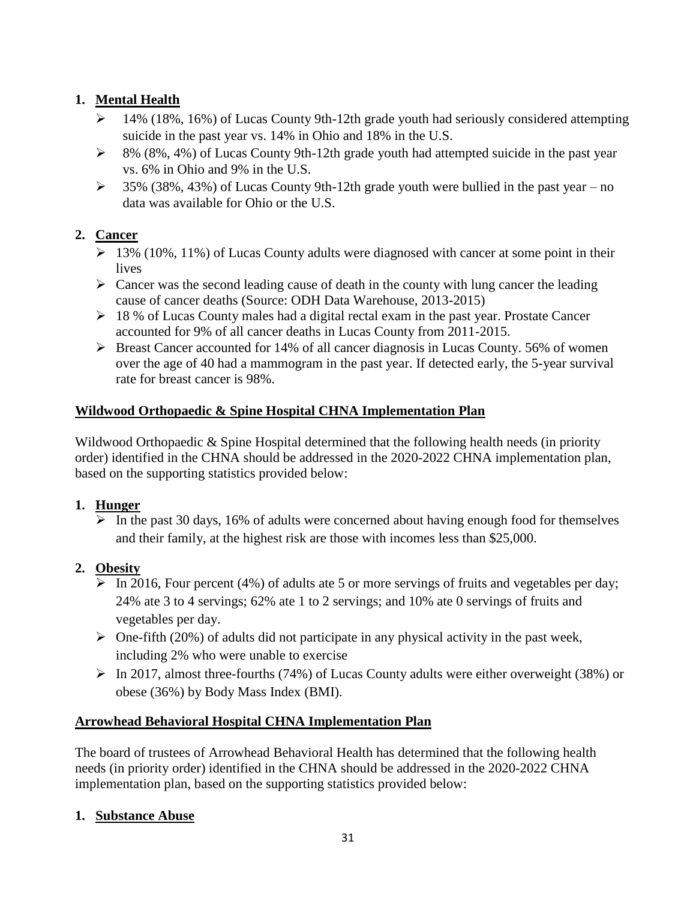1. **Mental Health**
   - 14% (18%, 16%) of Lucas County 9th-12th grade youth had seriously considered attempting suicide in the past year vs. 14% in Ohio and 18% in the U.S.
   - 8% (8%, 4%) of Lucas County 9th-12th grade youth had attempted suicide in the past year vs. 6% in Ohio and 9% in the U.S.
   - 35% (38%, 43%) of Lucas County 9th-12th grade youth were bullied in the past year – no data was available for Ohio or the U.S.

2. **Cancer**
   - 13% (10%, 11%) of Lucas County adults were diagnosed with cancer at some point in their lives
   - Cancer was the second leading cause of death in the county with lung cancer the leading cause of cancer deaths (Source: ODH Data Warehouse, 2013-2015)
   - 18 % of Lucas County males had a digital rectal exam in the past year. Prostate Cancer accounted for 9% of all cancer deaths in Lucas County from 2011-2015.
   - Breast Cancer accounted for 14% of all cancer diagnosis in Lucas County. 56% of women over the age of 40 had a mammogram in the past year. If detected early, the 5-year survival rate for breast cancer is 98%.

## Wildwood Orthopaedic & Spine Hospital CHNA Implementation Plan

Wildwood Orthopaedic & Spine Hospital determined that the following health needs (in priority order) identified in the CHNA should be addressed in the 2020-2022 CHNA implementation plan, based on the supporting statistics provided below:

1. **Hunger**
   - In the past 30 days, 16% of adults were concerned about having enough food for themselves and their family, at the highest risk are those with incomes less than $25,000.

2. **Obesity**
   - In 2016, Four percent (4%) of adults ate 5 or more servings of fruits and vegetables per day; 24% ate 3 to 4 servings; 62% ate 1 to 2 servings; and 10% ate 0 servings of fruits and vegetables per day.
   - One-fifth (20%) of adults did not participate in any physical activity in the past week, including 2% who were unable to exercise
   - In 2017, almost three-fourths (74%) of Lucas County adults were either overweight (38%) or obese (36%) by Body Mass Index (BMI).

## Arrowhead Behavioral Hospital CHNA Implementation Plan

The board of trustees of Arrowhead Behavioral Health has determined that the following health needs (in priority order) identified in the CHNA should be addressed in the 2020-2022 CHNA implementation plan, based on the supporting statistics provided below:

1. **Substance Abuse**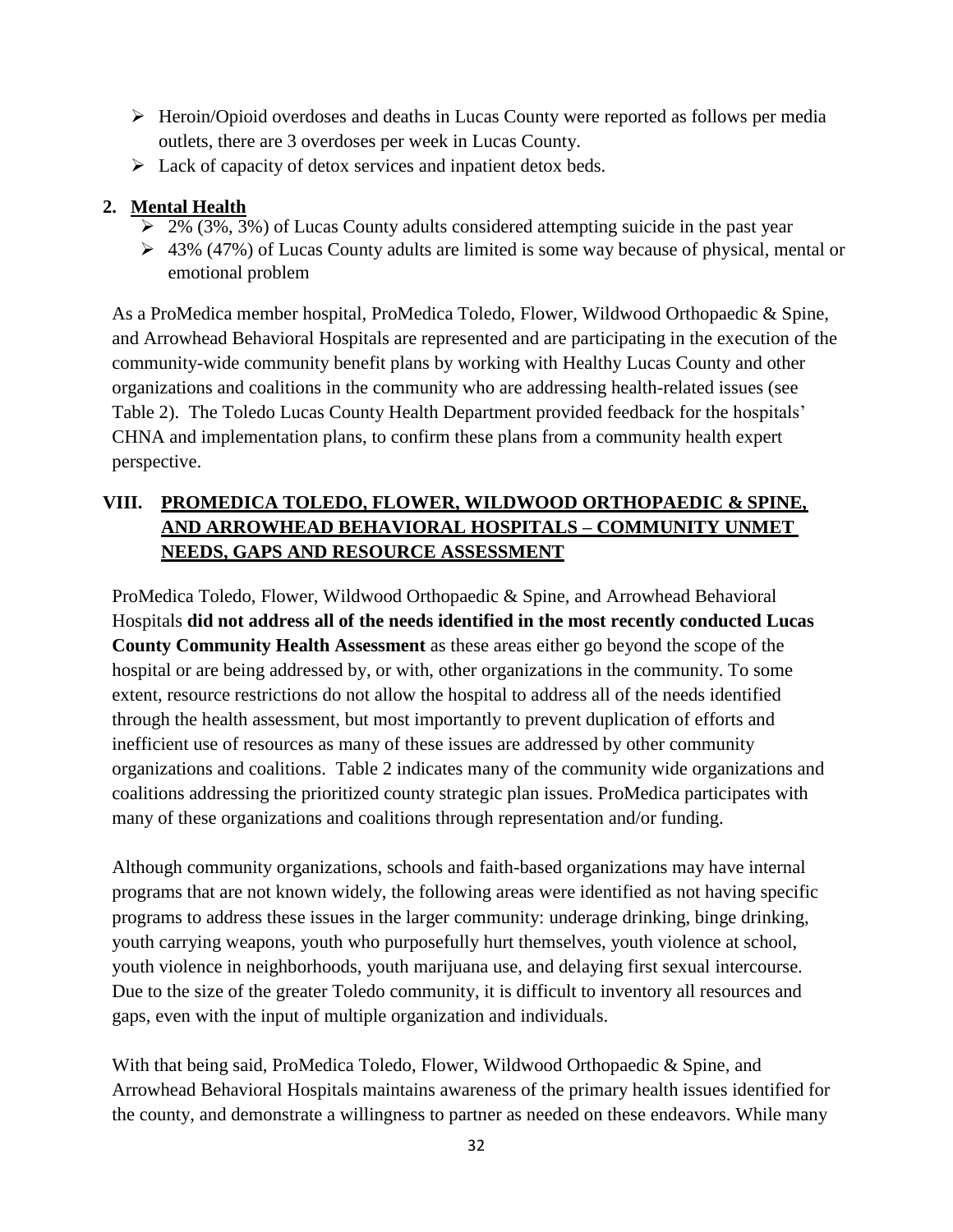- Heroin/Opioid overdoses and deaths in Lucas County were reported as follows per media outlets, there are 3 overdoses per week in Lucas County.
- Lack of capacity of detox services and inpatient detox beds.

2. **Mental Health**
   - 2% (3%, 3%) of Lucas County adults considered attempting suicide in the past year
   - 43% (47%) of Lucas County adults are limited is some way because of physical, mental or emotional problem

As a ProMedica member hospital, ProMedica Toledo, Flower, Wildwood Orthopaedic & Spine, and Arrowhead Behavioral Hospitals are represented and are participating in the execution of the community-wide community benefit plans by working with Healthy Lucas County and other organizations and coalitions in the community who are addressing health-related issues (see Table 2). The Toledo Lucas County Health Department provided feedback for the hospitals' CHNA and implementation plans, to confirm these plans from a community health expert perspective.

## VIII. PROMEDICA TOLEDO, FLOWER, WILDWOOD ORTHOPAEDIC & SPINE, AND ARROWHEAD BEHAVIORAL HOSPITALS – COMMUNITY UNMET NEEDS, GAPS AND RESOURCE ASSESSMENT

ProMedica Toledo, Flower, Wildwood Orthopaedic & Spine, and Arrowhead Behavioral Hospitals **did not address all of the needs identified in the most recently conducted Lucas County Community Health Assessment** as these areas either go beyond the scope of the hospital or are being addressed by, or with, other organizations in the community. To some extent, resource restrictions do not allow the hospital to address all of the needs identified through the health assessment, but most importantly to prevent duplication of efforts and inefficient use of resources as many of these issues are addressed by other community organizations and coalitions. Table 2 indicates many of the community wide organizations and coalitions addressing the prioritized county strategic plan issues. ProMedica participates with many of these organizations and coalitions through representation and/or funding.

Although community organizations, schools and faith-based organizations may have internal programs that are not known widely, the following areas were identified as not having specific programs to address these issues in the larger community: underage drinking, binge drinking, youth carrying weapons, youth who purposefully hurt themselves, youth violence at school, youth violence in neighborhoods, youth marijuana use, and delaying first sexual intercourse. Due to the size of the greater Toledo community, it is difficult to inventory all resources and gaps, even with the input of multiple organization and individuals.

With that being said, ProMedica Toledo, Flower, Wildwood Orthopaedic & Spine, and Arrowhead Behavioral Hospitals maintains awareness of the primary health issues identified for the county, and demonstrate a willingness to partner as needed on these endeavors. While many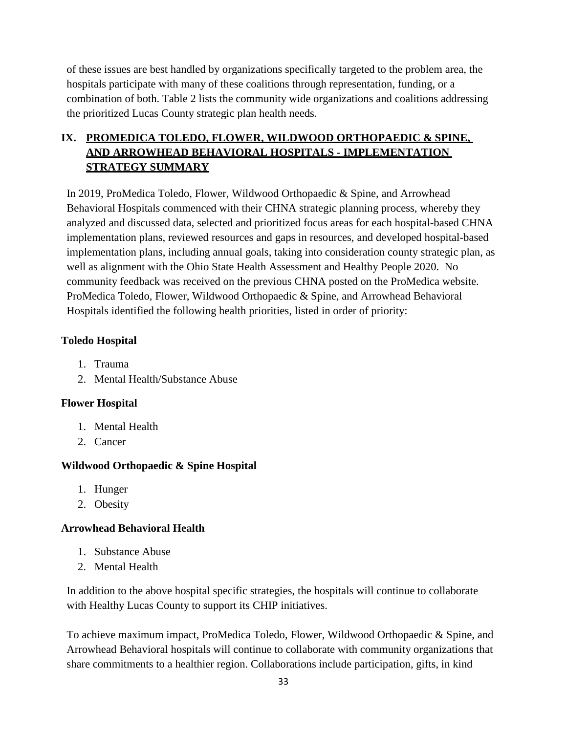of these issues are best handled by organizations specifically targeted to the problem area, the hospitals participate with many of these coalitions through representation, funding, or a combination of both. Table 2 lists the community wide organizations and coalitions addressing the prioritized Lucas County strategic plan health needs.

## IX. PROMEDICA TOLEDO, FLOWER, WILDWOOD ORTHOPAEDIC & SPINE, AND ARROWHEAD BEHAVIORAL HOSPITALS - IMPLEMENTATION STRATEGY SUMMARY

In 2019, ProMedica Toledo, Flower, Wildwood Orthopaedic & Spine, and Arrowhead Behavioral Hospitals commenced with their CHNA strategic planning process, whereby they analyzed and discussed data, selected and prioritized focus areas for each hospital-based CHNA implementation plans, reviewed resources and gaps in resources, and developed hospital-based implementation plans, including annual goals, taking into consideration county strategic plan, as well as alignment with the Ohio State Health Assessment and Healthy People 2020. No community feedback was received on the previous CHNA posted on the ProMedica website. ProMedica Toledo, Flower, Wildwood Orthopaedic & Spine, and Arrowhead Behavioral Hospitals identified the following health priorities, listed in order of priority:

**Toledo Hospital**

1. Trauma
2. Mental Health/Substance Abuse

**Flower Hospital**

1. Mental Health
2. Cancer

**Wildwood Orthopaedic & Spine Hospital**

1. Hunger
2. Obesity

**Arrowhead Behavioral Health**

1. Substance Abuse
2. Mental Health

In addition to the above hospital specific strategies, the hospitals will continue to collaborate with Healthy Lucas County to support its CHIP initiatives.

To achieve maximum impact, ProMedica Toledo, Flower, Wildwood Orthopaedic & Spine, and Arrowhead Behavioral hospitals will continue to collaborate with community organizations that share commitments to a healthier region. Collaborations include participation, gifts, in kind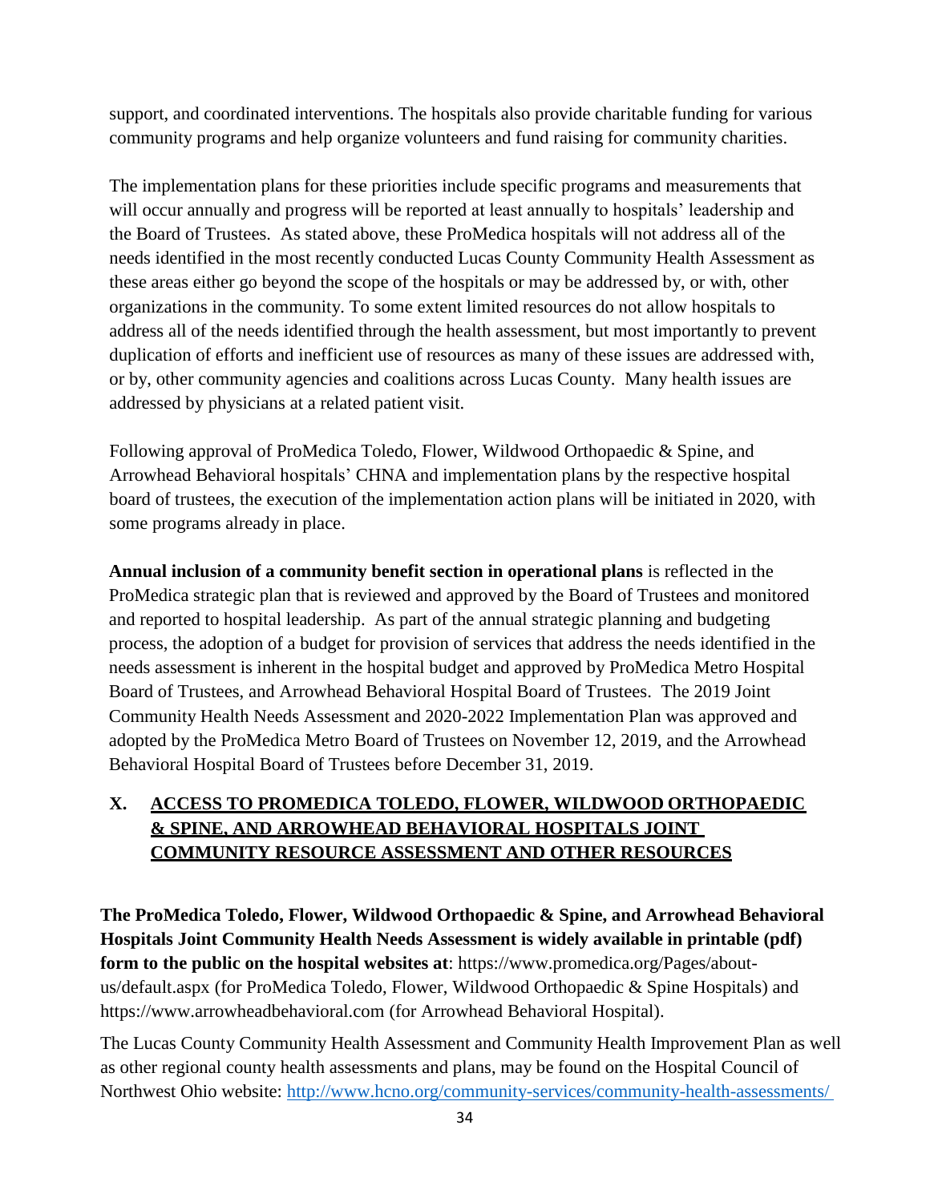support, and coordinated interventions. The hospitals also provide charitable funding for various community programs and help organize volunteers and fund raising for community charities.

The implementation plans for these priorities include specific programs and measurements that will occur annually and progress will be reported at least annually to hospitals' leadership and the Board of Trustees. As stated above, these ProMedica hospitals will not address all of the needs identified in the most recently conducted Lucas County Community Health Assessment as these areas either go beyond the scope of the hospitals or may be addressed by, or with, other organizations in the community. To some extent limited resources do not allow hospitals to address all of the needs identified through the health assessment, but most importantly to prevent duplication of efforts and inefficient use of resources as many of these issues are addressed with, or by, other community agencies and coalitions across Lucas County. Many health issues are addressed by physicians at a related patient visit.

Following approval of ProMedica Toledo, Flower, Wildwood Orthopaedic & Spine, and Arrowhead Behavioral hospitals' CHNA and implementation plans by the respective hospital board of trustees, the execution of the implementation action plans will be initiated in 2020, with some programs already in place.

**Annual inclusion of a community benefit section in operational plans** is reflected in the ProMedica strategic plan that is reviewed and approved by the Board of Trustees and monitored and reported to hospital leadership. As part of the annual strategic planning and budgeting process, the adoption of a budget for provision of services that address the needs identified in the needs assessment is inherent in the hospital budget and approved by ProMedica Metro Hospital Board of Trustees, and Arrowhead Behavioral Hospital Board of Trustees. The 2019 Joint Community Health Needs Assessment and 2020-2022 Implementation Plan was approved and adopted by the ProMedica Metro Board of Trustees on November 12, 2019, and the Arrowhead Behavioral Hospital Board of Trustees before December 31, 2019.

## X. ACCESS TO PROMEDICA TOLEDO, FLOWER, WILDWOOD ORTHOPAEDIC & SPINE, AND ARROWHEAD BEHAVIORAL HOSPITALS JOINT COMMUNITY RESOURCE ASSESSMENT AND OTHER RESOURCES

**The ProMedica Toledo, Flower, Wildwood Orthopaedic & Spine, and Arrowhead Behavioral Hospitals Joint Community Health Needs Assessment is widely available in printable (pdf) form to the public on the hospital websites at**: https://www.promedica.org/Pages/about-us/default.aspx (for ProMedica Toledo, Flower, Wildwood Orthopaedic & Spine Hospitals) and https://www.arrowheadbehavioral.com (for Arrowhead Behavioral Hospital).

The Lucas County Community Health Assessment and Community Health Improvement Plan as well as other regional county health assessments and plans, may be found on the Hospital Council of Northwest Ohio website: http://www.hcno.org/community-services/community-health-assessments/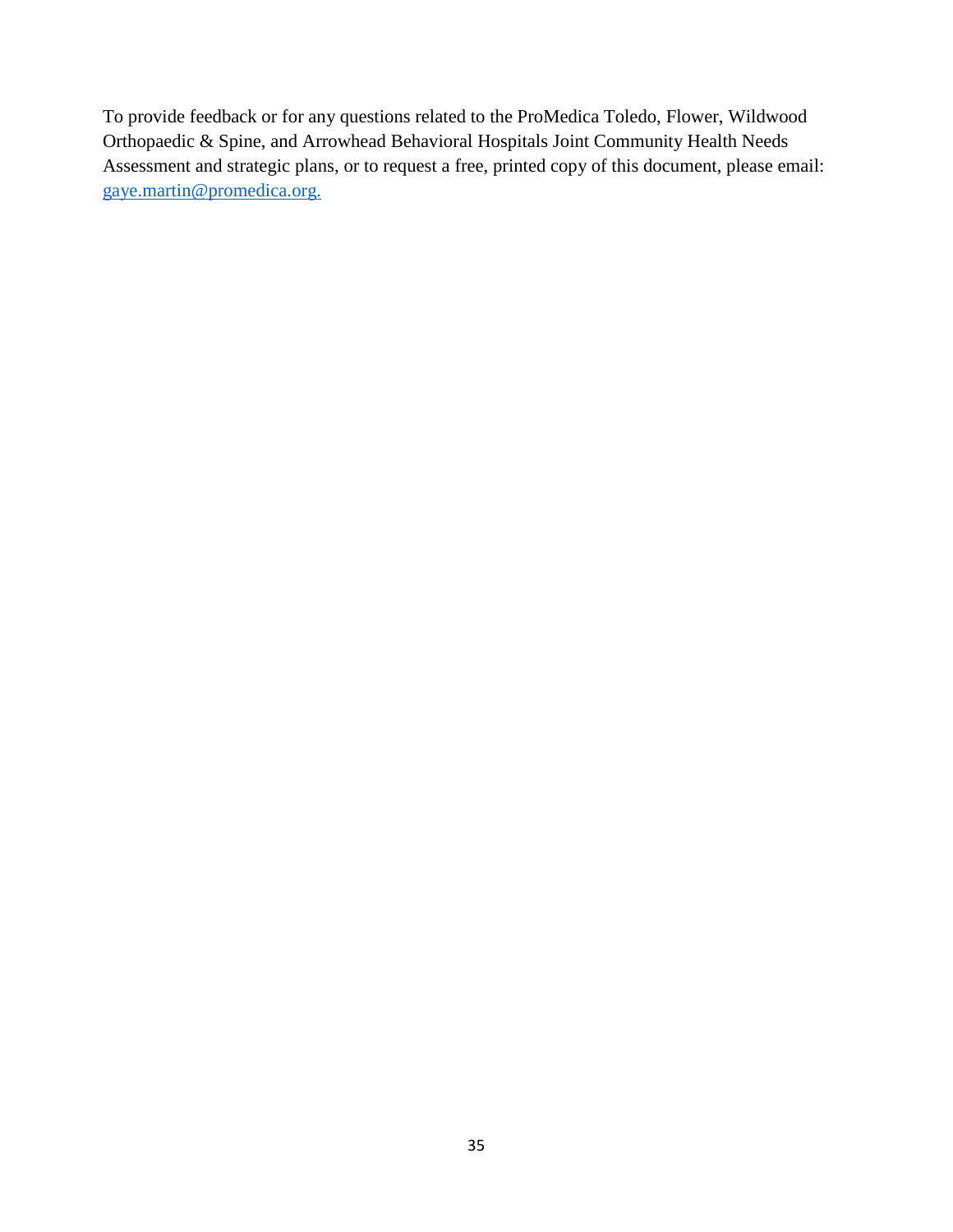To provide feedback or for any questions related to the ProMedica Toledo, Flower, Wildwood Orthopaedic & Spine, and Arrowhead Behavioral Hospitals Joint Community Health Needs Assessment and strategic plans, or to request a free, printed copy of this document, please email: gaye.martin@promedica.org.